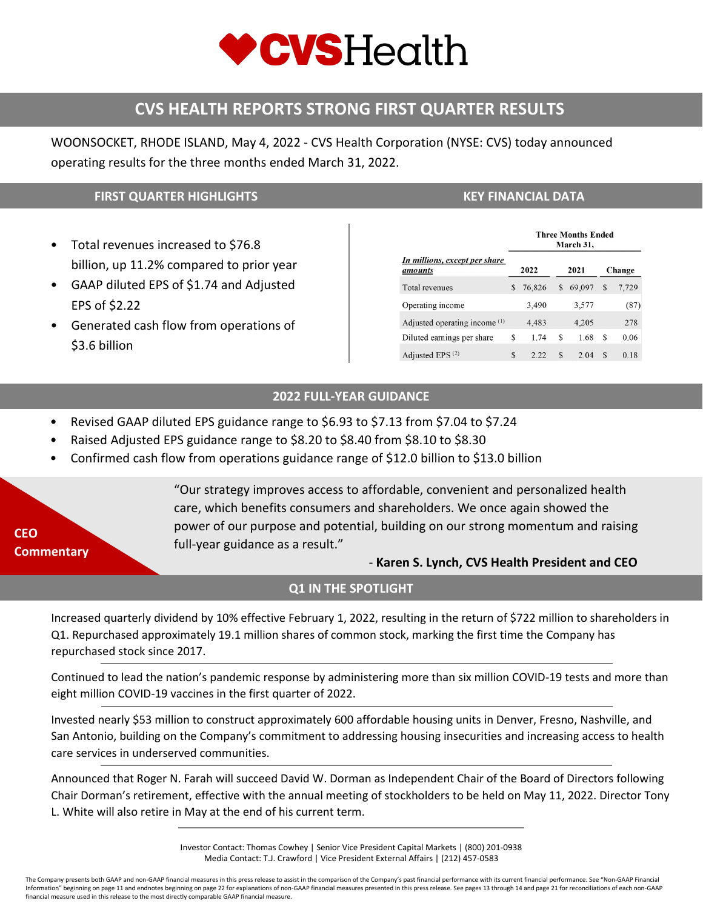# CVS HEALTH REPORTS STRONG FIRST QUARTER RESULTS

WOONSOCKET, RHODE ISLAND, May 4, 2022 - CVS Health Corporation (NYSE: CVS) today announced operating results for the three months ended March 31, 2022.

## FIRST QUARTER HIGHLIGHTS

- Total revenues increased to $76.8 billion, up 11.2% compared to prior year
- GAAP diluted EPS of $1.74 and Adjusted EPS of $2.22
- Generated cash flow from operations of $3.6 billion

## KEY FINANCIAL DATA

| *In millions, except per share amounts* | Three Months Ended March 31, 2022 | 2021 | Change |
|---|---|---|---|
| Total revenues | $ 76,826 | $ 69,097 | $ 7,729 |
| Operating income | 3,490 | 3,577 | (87) |
| Adjusted operating income [(1)] | 4,483 | 4,205 | 278 |
| Diluted earnings per share | $ 1.74 | $ 1.68 | $ 0.06 |
| Adjusted EPS [(2)] | $ 2.22 | $ 2.04 | $ 0.18 |

## 2022 FULL-YEAR GUIDANCE

- Revised GAAP diluted EPS guidance range to $6.93 to $7.13 from $7.04 to $7.24
- Raised Adjusted EPS guidance range to $8.20 to $8.40 from $8.10 to $8.30
- Confirmed cash flow from operations guidance range of $12.0 billion to $13.0 billion

**CEO Commentary**

"Our strategy improves access to affordable, convenient and personalized health care, which benefits consumers and shareholders. We once again showed the power of our purpose and potential, building on our strong momentum and raising full-year guidance as a result."

\- **Karen S. Lynch, CVS Health President and CEO**

## Q1 IN THE SPOTLIGHT

Increased quarterly dividend by 10% effective February 1, 2022, resulting in the return of $722 million to shareholders in Q1. Repurchased approximately 19.1 million shares of common stock, marking the first time the Company has repurchased stock since 2017.

Continued to lead the nation's pandemic response by administering more than six million COVID-19 tests and more than eight million COVID-19 vaccines in the first quarter of 2022.

Invested nearly $53 million to construct approximately 600 affordable housing units in Denver, Fresno, Nashville, and San Antonio, building on the Company's commitment to addressing housing insecurities and increasing access to health care services in underserved communities.

Announced that Roger N. Farah will succeed David W. Dorman as Independent Chair of the Board of Directors following Chair Dorman's retirement, effective with the annual meeting of stockholders to be held on May 11, 2022. Director Tony L. White will also retire in May at the end of his current term.

Investor Contact: Thomas Cowhey | Senior Vice President Capital Markets | (800) 201-0938
Media Contact: T.J. Crawford | Vice President External Affairs | (212) 457-0583

The Company presents both GAAP and non-GAAP financial measures in this press release to assist in the comparison of the Company's past financial performance with its current financial performance. See "Non-GAAP Financial Information" beginning on page 11 and endnotes beginning on page 22 for explanations of non-GAAP financial measures presented in this press release. See pages 13 through 14 and page 21 for reconciliations of each non-GAAP financial measure used in this release to the most directly comparable GAAP financial measure.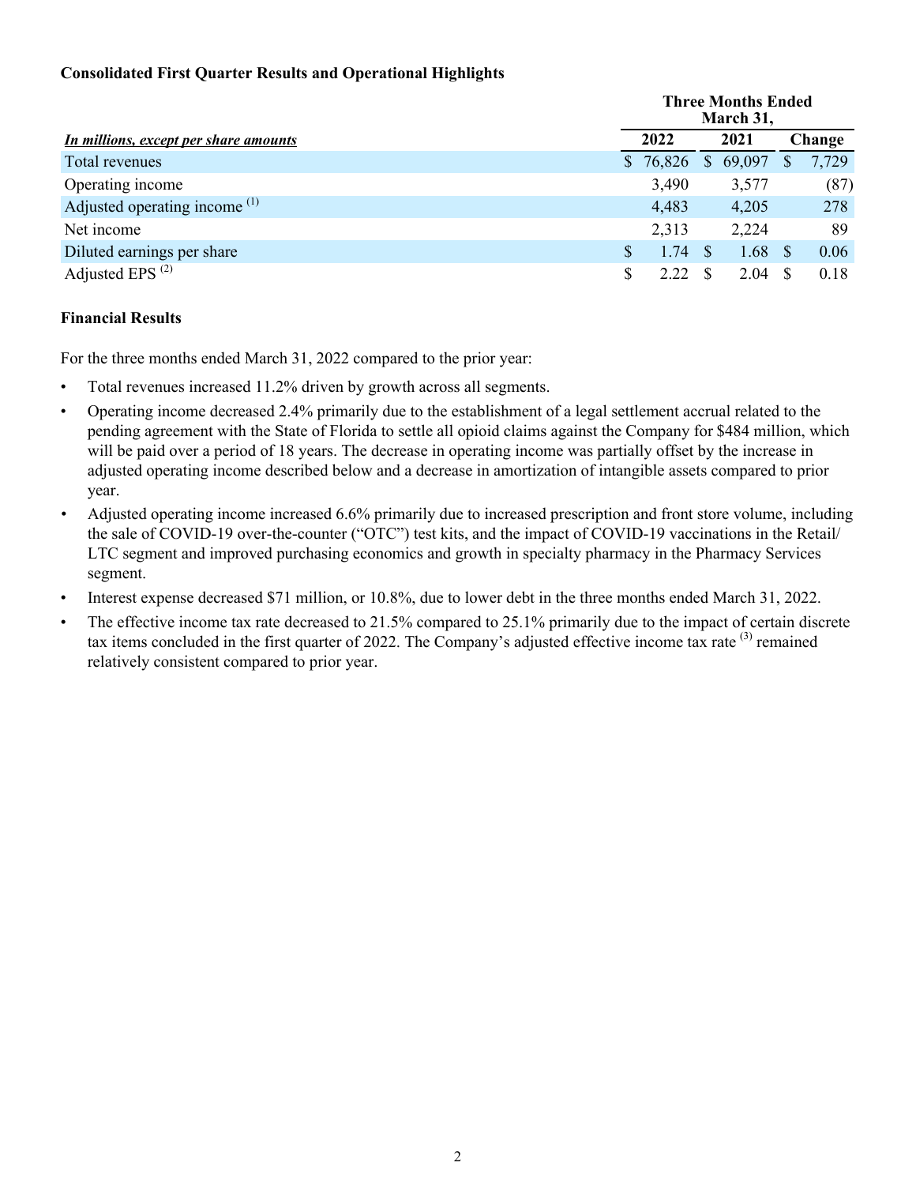**Consolidated First Quarter Results and Operational Highlights**

| *In millions, except per share amounts* | Three Months Ended March 31, 2022 | Three Months Ended March 31, 2021 | Change |
|---|---|---|---|
| Total revenues | $ 76,826 | $ 69,097 | $ 7,729 |
| Operating income | 3,490 | 3,577 | (87) |
| Adjusted operating income [(1)] | 4,483 | 4,205 | 278 |
| Net income | 2,313 | 2,224 | 89 |
| Diluted earnings per share | $ 1.74 | $ 1.68 | $ 0.06 |
| Adjusted EPS [(2)] | $ 2.22 | $ 2.04 | $ 0.18 |

**Financial Results**

For the three months ended March 31, 2022 compared to the prior year:

- Total revenues increased 11.2% driven by growth across all segments.
- Operating income decreased 2.4% primarily due to the establishment of a legal settlement accrual related to the pending agreement with the State of Florida to settle all opioid claims against the Company for $484 million, which will be paid over a period of 18 years. The decrease in operating income was partially offset by the increase in adjusted operating income described below and a decrease in amortization of intangible assets compared to prior year.
- Adjusted operating income increased 6.6% primarily due to increased prescription and front store volume, including the sale of COVID-19 over-the-counter ("OTC") test kits, and the impact of COVID-19 vaccinations in the Retail/LTC segment and improved purchasing economics and growth in specialty pharmacy in the Pharmacy Services segment.
- Interest expense decreased $71 million, or 10.8%, due to lower debt in the three months ended March 31, 2022.
- The effective income tax rate decreased to 21.5% compared to 25.1% primarily due to the impact of certain discrete tax items concluded in the first quarter of 2022. The Company's adjusted effective income tax rate [(3)] remained relatively consistent compared to prior year.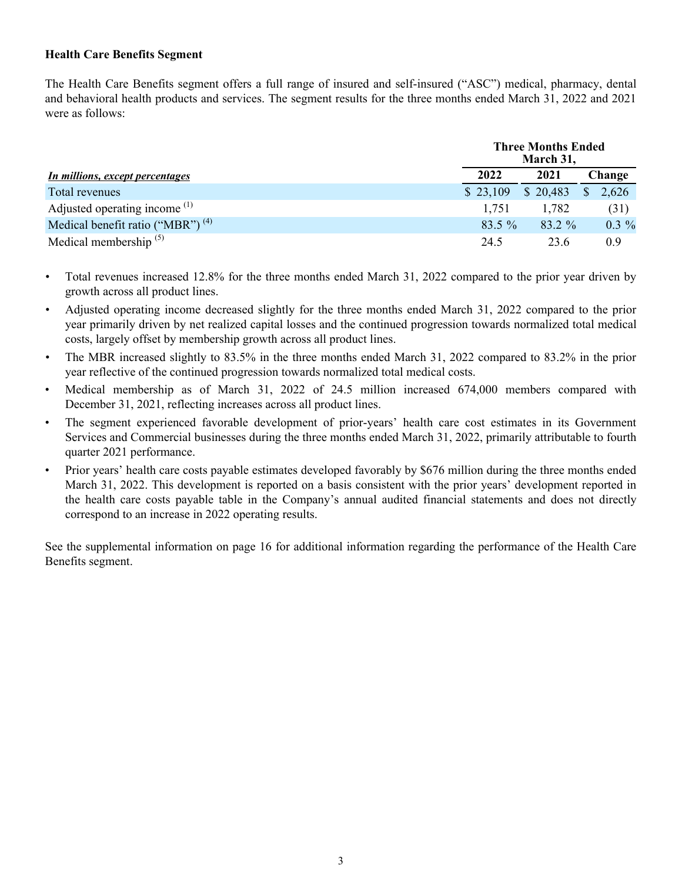**Health Care Benefits Segment**

The Health Care Benefits segment offers a full range of insured and self-insured ("ASC") medical, pharmacy, dental and behavioral health products and services. The segment results for the three months ended March 31, 2022 and 2021 were as follows:

| | Three Months Ended March 31, | | |
|---|---|---|---|
| ***In millions, except percentages*** | **2022** | **2021** | **Change** |
| Total revenues | $ 23,109 | $ 20,483 | $ 2,626 |
| Adjusted operating income [1] | 1,751 | 1,782 | (31) |
| Medical benefit ratio ("MBR") [4] | 83.5 % | 83.2 % | 0.3 % |
| Medical membership [5] | 24.5 | 23.6 | 0.9 |

- Total revenues increased 12.8% for the three months ended March 31, 2022 compared to the prior year driven by growth across all product lines.
- Adjusted operating income decreased slightly for the three months ended March 31, 2022 compared to the prior year primarily driven by net realized capital losses and the continued progression towards normalized total medical costs, largely offset by membership growth across all product lines.
- The MBR increased slightly to 83.5% in the three months ended March 31, 2022 compared to 83.2% in the prior year reflective of the continued progression towards normalized total medical costs.
- Medical membership as of March 31, 2022 of 24.5 million increased 674,000 members compared with December 31, 2021, reflecting increases across all product lines.
- The segment experienced favorable development of prior-years' health care cost estimates in its Government Services and Commercial businesses during the three months ended March 31, 2022, primarily attributable to fourth quarter 2021 performance.
- Prior years' health care costs payable estimates developed favorably by $676 million during the three months ended March 31, 2022. This development is reported on a basis consistent with the prior years' development reported in the health care costs payable table in the Company's annual audited financial statements and does not directly correspond to an increase in 2022 operating results.

See the supplemental information on page 16 for additional information regarding the performance of the Health Care Benefits segment.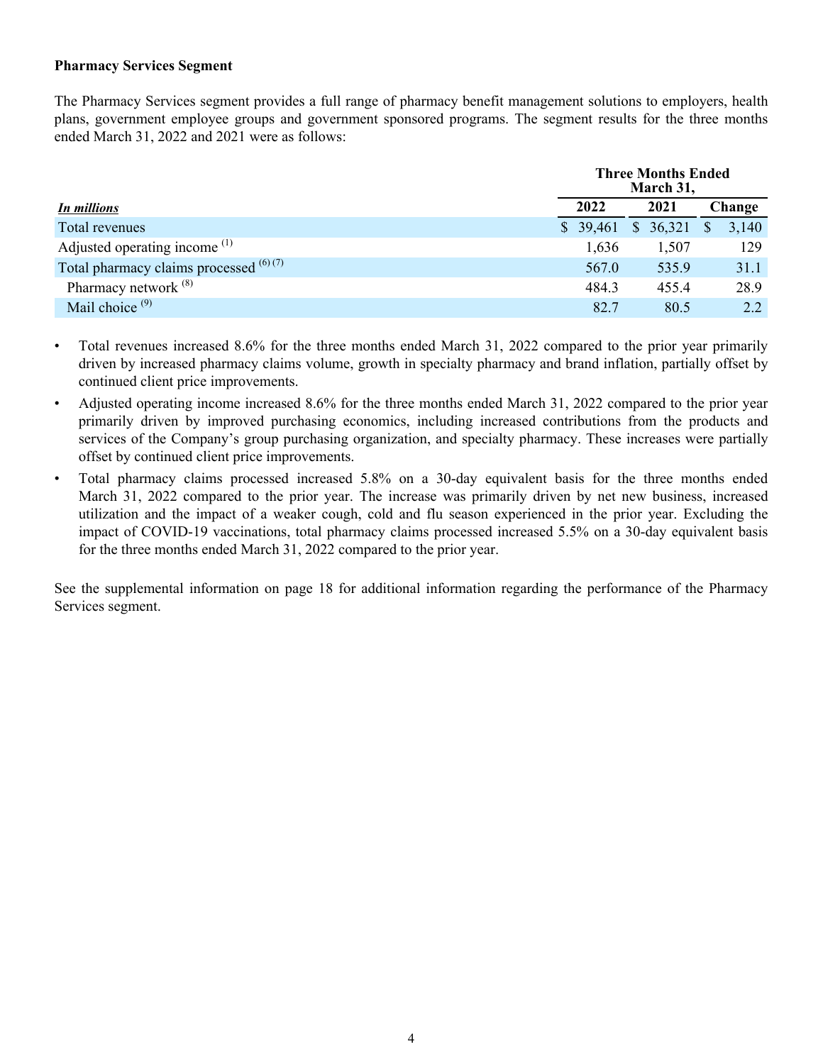**Pharmacy Services Segment**

The Pharmacy Services segment provides a full range of pharmacy benefit management solutions to employers, health plans, government employee groups and government sponsored programs. The segment results for the three months ended March 31, 2022 and 2021 were as follows:

| | Three Months Ended March 31, | | |
|---|---|---|---|
| ***In millions*** | **2022** | **2021** | **Change** |
| Total revenues | $ 39,461 | $ 36,321 | $ 3,140 |
| Adjusted operating income [(1)] | 1,636 | 1,507 | 129 |
| Total pharmacy claims processed [(6) (7)] | 567.0 | 535.9 | 31.1 |
| Pharmacy network [(8)] | 484.3 | 455.4 | 28.9 |
| Mail choice [(9)] | 82.7 | 80.5 | 2.2 |

- Total revenues increased 8.6% for the three months ended March 31, 2022 compared to the prior year primarily driven by increased pharmacy claims volume, growth in specialty pharmacy and brand inflation, partially offset by continued client price improvements.
- Adjusted operating income increased 8.6% for the three months ended March 31, 2022 compared to the prior year primarily driven by improved purchasing economics, including increased contributions from the products and services of the Company's group purchasing organization, and specialty pharmacy. These increases were partially offset by continued client price improvements.
- Total pharmacy claims processed increased 5.8% on a 30-day equivalent basis for the three months ended March 31, 2022 compared to the prior year. The increase was primarily driven by net new business, increased utilization and the impact of a weaker cough, cold and flu season experienced in the prior year. Excluding the impact of COVID-19 vaccinations, total pharmacy claims processed increased 5.5% on a 30-day equivalent basis for the three months ended March 31, 2022 compared to the prior year.

See the supplemental information on page 18 for additional information regarding the performance of the Pharmacy Services segment.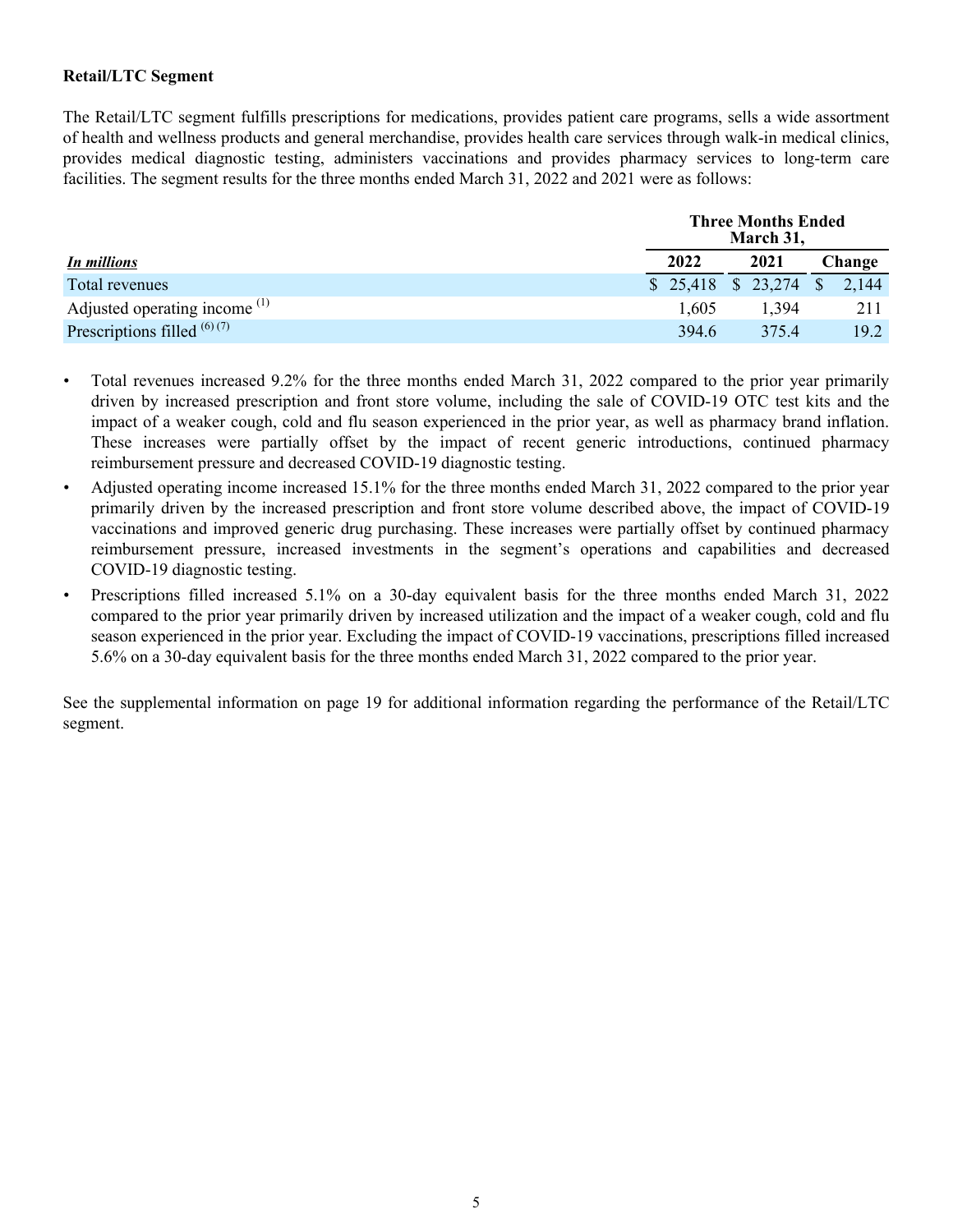**Retail/LTC Segment**

The Retail/LTC segment fulfills prescriptions for medications, provides patient care programs, sells a wide assortment of health and wellness products and general merchandise, provides health care services through walk-in medical clinics, provides medical diagnostic testing, administers vaccinations and provides pharmacy services to long-term care facilities. The segment results for the three months ended March 31, 2022 and 2021 were as follows:

| | Three Months Ended March 31, | | |
|---|---|---|---|
| ***In millions*** | **2022** | **2021** | **Change** |
| Total revenues | $ 25,418 | $ 23,274 | $ 2,144 |
| Adjusted operating income [(1)] | 1,605 | 1,394 | 211 |
| Prescriptions filled [(6)(7)] | 394.6 | 375.4 | 19.2 |

- Total revenues increased 9.2% for the three months ended March 31, 2022 compared to the prior year primarily driven by increased prescription and front store volume, including the sale of COVID-19 OTC test kits and the impact of a weaker cough, cold and flu season experienced in the prior year, as well as pharmacy brand inflation. These increases were partially offset by the impact of recent generic introductions, continued pharmacy reimbursement pressure and decreased COVID-19 diagnostic testing.
- Adjusted operating income increased 15.1% for the three months ended March 31, 2022 compared to the prior year primarily driven by the increased prescription and front store volume described above, the impact of COVID-19 vaccinations and improved generic drug purchasing. These increases were partially offset by continued pharmacy reimbursement pressure, increased investments in the segment's operations and capabilities and decreased COVID-19 diagnostic testing.
- Prescriptions filled increased 5.1% on a 30-day equivalent basis for the three months ended March 31, 2022 compared to the prior year primarily driven by increased utilization and the impact of a weaker cough, cold and flu season experienced in the prior year. Excluding the impact of COVID-19 vaccinations, prescriptions filled increased 5.6% on a 30-day equivalent basis for the three months ended March 31, 2022 compared to the prior year.

See the supplemental information on page 19 for additional information regarding the performance of the Retail/LTC segment.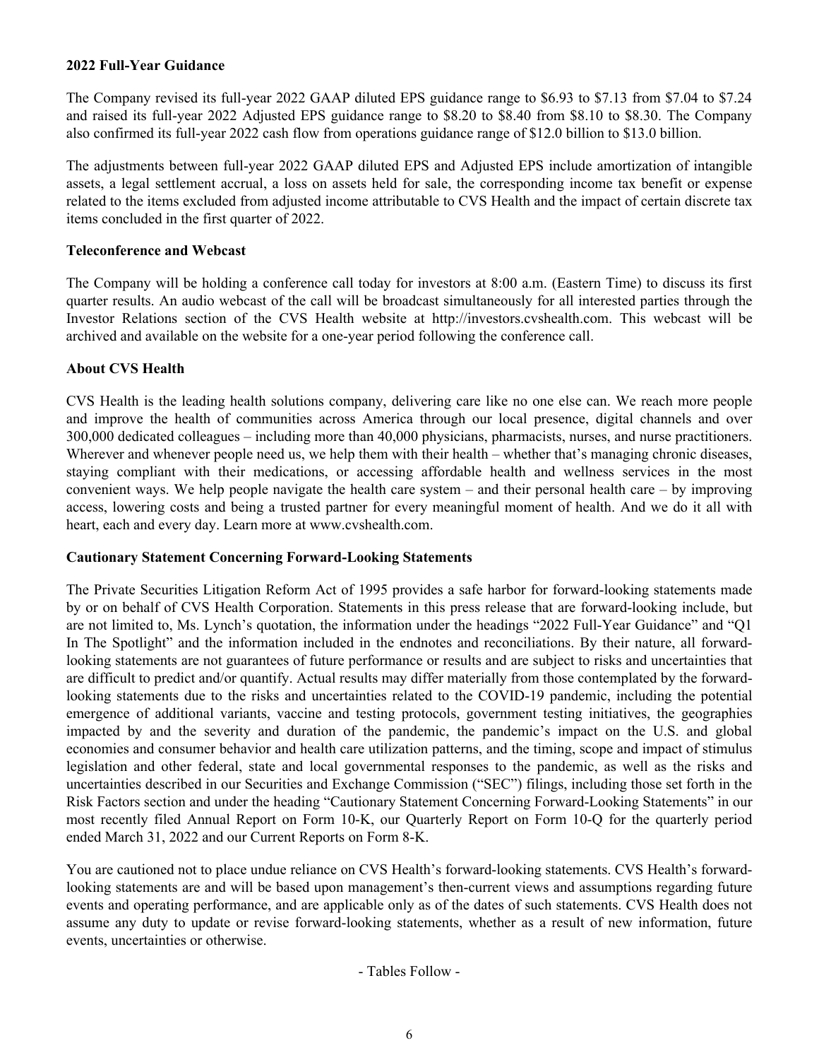**2022 Full-Year Guidance**

The Company revised its full-year 2022 GAAP diluted EPS guidance range to $6.93 to $7.13 from $7.04 to $7.24 and raised its full-year 2022 Adjusted EPS guidance range to $8.20 to $8.40 from $8.10 to $8.30. The Company also confirmed its full-year 2022 cash flow from operations guidance range of $12.0 billion to $13.0 billion.

The adjustments between full-year 2022 GAAP diluted EPS and Adjusted EPS include amortization of intangible assets, a legal settlement accrual, a loss on assets held for sale, the corresponding income tax benefit or expense related to the items excluded from adjusted income attributable to CVS Health and the impact of certain discrete tax items concluded in the first quarter of 2022.

**Teleconference and Webcast**

The Company will be holding a conference call today for investors at 8:00 a.m. (Eastern Time) to discuss its first quarter results. An audio webcast of the call will be broadcast simultaneously for all interested parties through the Investor Relations section of the CVS Health website at http://investors.cvshealth.com. This webcast will be archived and available on the website for a one-year period following the conference call.

**About CVS Health**

CVS Health is the leading health solutions company, delivering care like no one else can. We reach more people and improve the health of communities across America through our local presence, digital channels and over 300,000 dedicated colleagues – including more than 40,000 physicians, pharmacists, nurses, and nurse practitioners. Wherever and whenever people need us, we help them with their health – whether that's managing chronic diseases, staying compliant with their medications, or accessing affordable health and wellness services in the most convenient ways. We help people navigate the health care system – and their personal health care – by improving access, lowering costs and being a trusted partner for every meaningful moment of health. And we do it all with heart, each and every day. Learn more at www.cvshealth.com.

**Cautionary Statement Concerning Forward-Looking Statements**

The Private Securities Litigation Reform Act of 1995 provides a safe harbor for forward-looking statements made by or on behalf of CVS Health Corporation. Statements in this press release that are forward-looking include, but are not limited to, Ms. Lynch's quotation, the information under the headings "2022 Full-Year Guidance" and "Q1 In The Spotlight" and the information included in the endnotes and reconciliations. By their nature, all forward-looking statements are not guarantees of future performance or results and are subject to risks and uncertainties that are difficult to predict and/or quantify. Actual results may differ materially from those contemplated by the forward-looking statements due to the risks and uncertainties related to the COVID-19 pandemic, including the potential emergence of additional variants, vaccine and testing protocols, government testing initiatives, the geographies impacted by and the severity and duration of the pandemic, the pandemic's impact on the U.S. and global economies and consumer behavior and health care utilization patterns, and the timing, scope and impact of stimulus legislation and other federal, state and local governmental responses to the pandemic, as well as the risks and uncertainties described in our Securities and Exchange Commission ("SEC") filings, including those set forth in the Risk Factors section and under the heading "Cautionary Statement Concerning Forward-Looking Statements" in our most recently filed Annual Report on Form 10-K, our Quarterly Report on Form 10-Q for the quarterly period ended March 31, 2022 and our Current Reports on Form 8-K.

You are cautioned not to place undue reliance on CVS Health's forward-looking statements. CVS Health's forward-looking statements are and will be based upon management's then-current views and assumptions regarding future events and operating performance, and are applicable only as of the dates of such statements. CVS Health does not assume any duty to update or revise forward-looking statements, whether as a result of new information, future events, uncertainties or otherwise.

- Tables Follow -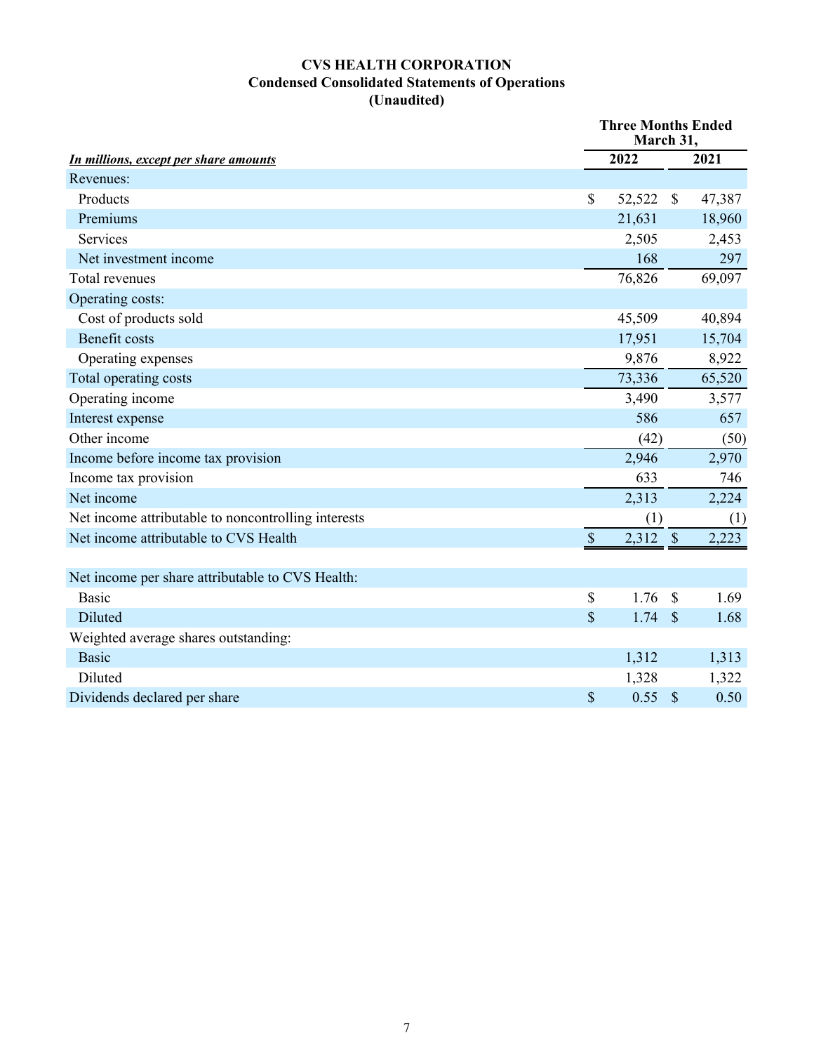# CVS HEALTH CORPORATION
## Condensed Consolidated Statements of Operations
## (Unaudited)

| *In millions, except per share amounts* | Three Months Ended March 31, 2022 | Three Months Ended March 31, 2021 |
|---|---|---|
| Revenues: | | |
| Products | $ 52,522 | $ 47,387 |
| Premiums | 21,631 | 18,960 |
| Services | 2,505 | 2,453 |
| Net investment income | 168 | 297 |
| Total revenues | 76,826 | 69,097 |
| Operating costs: | | |
| Cost of products sold | 45,509 | 40,894 |
| Benefit costs | 17,951 | 15,704 |
| Operating expenses | 9,876 | 8,922 |
| Total operating costs | 73,336 | 65,520 |
| Operating income | 3,490 | 3,577 |
| Interest expense | 586 | 657 |
| Other income | (42) | (50) |
| Income before income tax provision | 2,946 | 2,970 |
| Income tax provision | 633 | 746 |
| Net income | 2,313 | 2,224 |
| Net income attributable to noncontrolling interests | (1) | (1) |
| Net income attributable to CVS Health | $ 2,312 | $ 2,223 |
| | | |
| Net income per share attributable to CVS Health: | | |
| Basic | $ 1.76 | $ 1.69 |
| Diluted | $ 1.74 | $ 1.68 |
| Weighted average shares outstanding: | | |
| Basic | 1,312 | 1,313 |
| Diluted | 1,328 | 1,322 |
| Dividends declared per share | $ 0.55 | $ 0.50 |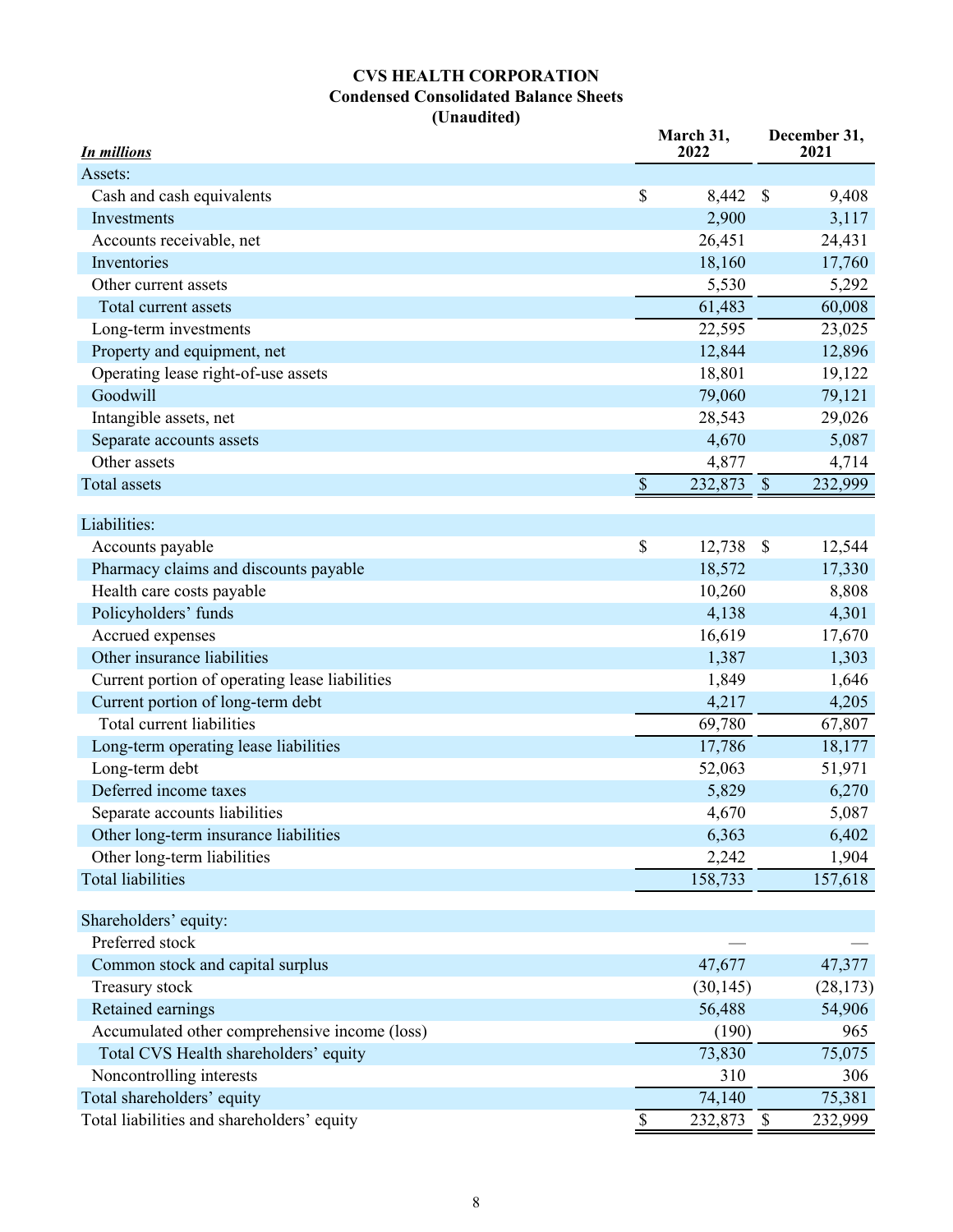# CVS HEALTH CORPORATION
## Condensed Consolidated Balance Sheets
## (Unaudited)

| *In millions* | March 31, 2022 | December 31, 2021 |
|---|---|---|
| Assets: | | |
| Cash and cash equivalents | $ 8,442 | $ 9,408 |
| Investments | 2,900 | 3,117 |
| Accounts receivable, net | 26,451 | 24,431 |
| Inventories | 18,160 | 17,760 |
| Other current assets | 5,530 | 5,292 |
| Total current assets | 61,483 | 60,008 |
| Long-term investments | 22,595 | 23,025 |
| Property and equipment, net | 12,844 | 12,896 |
| Operating lease right-of-use assets | 18,801 | 19,122 |
| Goodwill | 79,060 | 79,121 |
| Intangible assets, net | 28,543 | 29,026 |
| Separate accounts assets | 4,670 | 5,087 |
| Other assets | 4,877 | 4,714 |
| Total assets | $ 232,873 | $ 232,999 |
| | | |
| Liabilities: | | |
| Accounts payable | $ 12,738 | $ 12,544 |
| Pharmacy claims and discounts payable | 18,572 | 17,330 |
| Health care costs payable | 10,260 | 8,808 |
| Policyholders' funds | 4,138 | 4,301 |
| Accrued expenses | 16,619 | 17,670 |
| Other insurance liabilities | 1,387 | 1,303 |
| Current portion of operating lease liabilities | 1,849 | 1,646 |
| Current portion of long-term debt | 4,217 | 4,205 |
| Total current liabilities | 69,780 | 67,807 |
| Long-term operating lease liabilities | 17,786 | 18,177 |
| Long-term debt | 52,063 | 51,971 |
| Deferred income taxes | 5,829 | 6,270 |
| Separate accounts liabilities | 4,670 | 5,087 |
| Other long-term insurance liabilities | 6,363 | 6,402 |
| Other long-term liabilities | 2,242 | 1,904 |
| Total liabilities | 158,733 | 157,618 |
| | | |
| Shareholders' equity: | | |
| Preferred stock | — | — |
| Common stock and capital surplus | 47,677 | 47,377 |
| Treasury stock | (30,145) | (28,173) |
| Retained earnings | 56,488 | 54,906 |
| Accumulated other comprehensive income (loss) | (190) | 965 |
| Total CVS Health shareholders' equity | 73,830 | 75,075 |
| Noncontrolling interests | 310 | 306 |
| Total shareholders' equity | 74,140 | 75,381 |
| Total liabilities and shareholders' equity | $ 232,873 | $ 232,999 |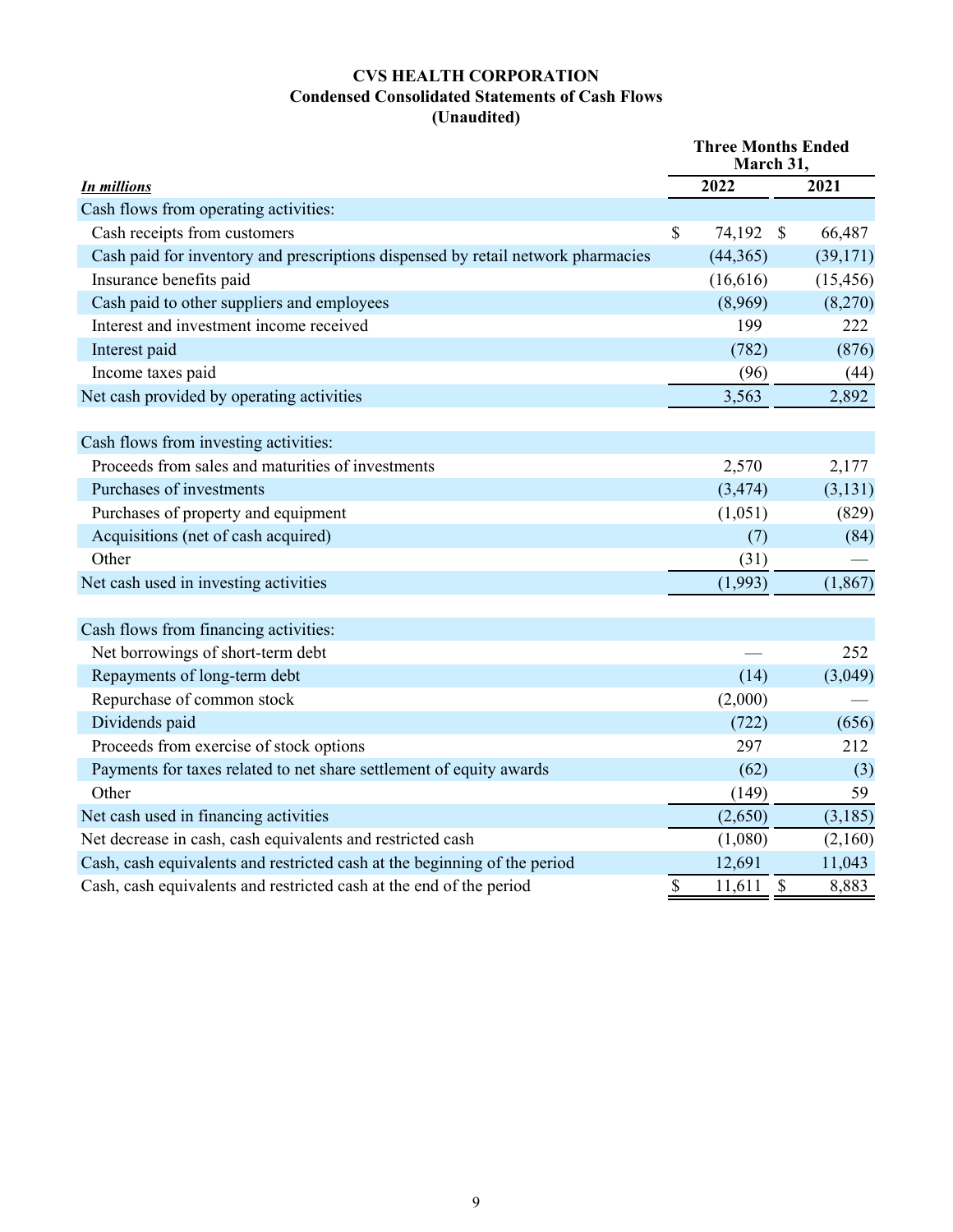**CVS HEALTH CORPORATION**
**Condensed Consolidated Statements of Cash Flows**
**(Unaudited)**

| ***In millions*** | Three Months Ended March 31, 2022 | 2021 |
|---|---|---|
| Cash flows from operating activities: | | |
| Cash receipts from customers | $ 74,192 | $ 66,487 |
| Cash paid for inventory and prescriptions dispensed by retail network pharmacies | (44,365) | (39,171) |
| Insurance benefits paid | (16,616) | (15,456) |
| Cash paid to other suppliers and employees | (8,969) | (8,270) |
| Interest and investment income received | 199 | 222 |
| Interest paid | (782) | (876) |
| Income taxes paid | (96) | (44) |
| Net cash provided by operating activities | 3,563 | 2,892 |
| | | |
| Cash flows from investing activities: | | |
| Proceeds from sales and maturities of investments | 2,570 | 2,177 |
| Purchases of investments | (3,474) | (3,131) |
| Purchases of property and equipment | (1,051) | (829) |
| Acquisitions (net of cash acquired) | (7) | (84) |
| Other | (31) | — |
| Net cash used in investing activities | (1,993) | (1,867) |
| | | |
| Cash flows from financing activities: | | |
| Net borrowings of short-term debt | — | 252 |
| Repayments of long-term debt | (14) | (3,049) |
| Repurchase of common stock | (2,000) | — |
| Dividends paid | (722) | (656) |
| Proceeds from exercise of stock options | 297 | 212 |
| Payments for taxes related to net share settlement of equity awards | (62) | (3) |
| Other | (149) | 59 |
| Net cash used in financing activities | (2,650) | (3,185) |
| Net decrease in cash, cash equivalents and restricted cash | (1,080) | (2,160) |
| Cash, cash equivalents and restricted cash at the beginning of the period | 12,691 | 11,043 |
| Cash, cash equivalents and restricted cash at the end of the period | $ 11,611 | $ 8,883 |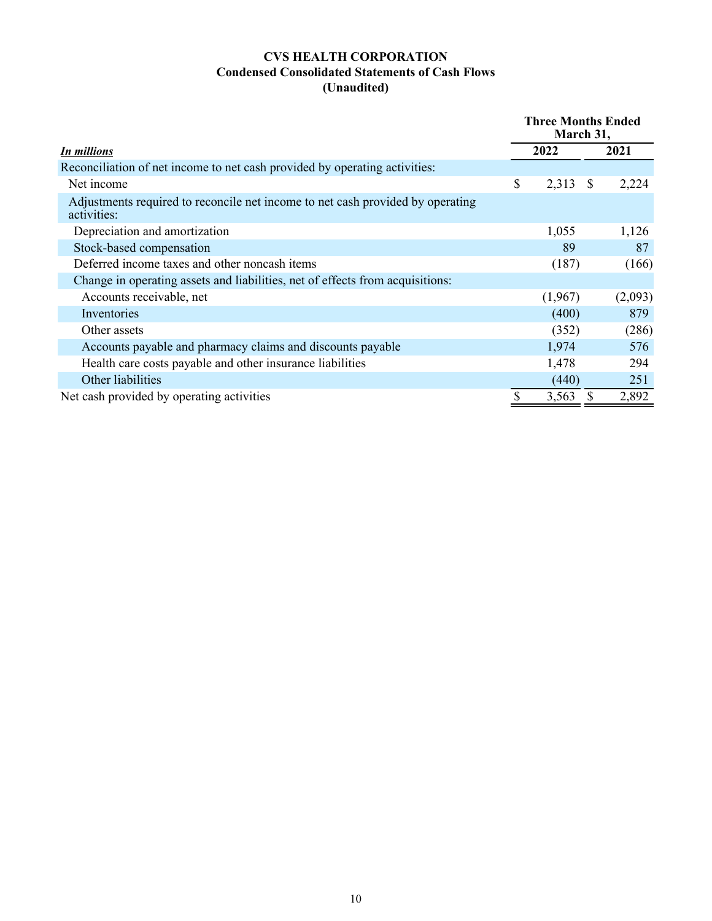**CVS HEALTH CORPORATION**
**Condensed Consolidated Statements of Cash Flows**
**(Unaudited)**

| *In millions* | Three Months Ended March 31, 2022 | Three Months Ended March 31, 2021 |
|---|---|---|
| Reconciliation of net income to net cash provided by operating activities: | | |
| Net income | $ 2,313 | $ 2,224 |
| Adjustments required to reconcile net income to net cash provided by operating activities: | | |
| Depreciation and amortization | 1,055 | 1,126 |
| Stock-based compensation | 89 | 87 |
| Deferred income taxes and other noncash items | (187) | (166) |
| Change in operating assets and liabilities, net of effects from acquisitions: | | |
| Accounts receivable, net | (1,967) | (2,093) |
| Inventories | (400) | 879 |
| Other assets | (352) | (286) |
| Accounts payable and pharmacy claims and discounts payable | 1,974 | 576 |
| Health care costs payable and other insurance liabilities | 1,478 | 294 |
| Other liabilities | (440) | 251 |
| Net cash provided by operating activities | $ 3,563 | $ 2,892 |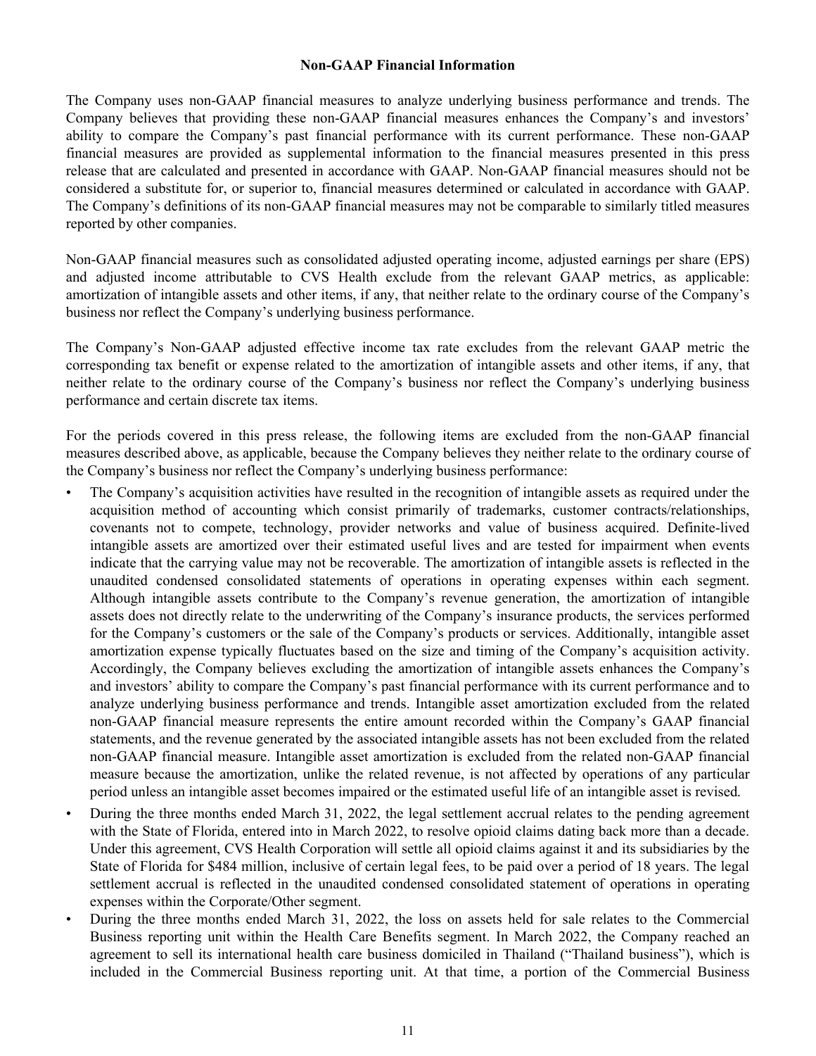**Non-GAAP Financial Information**

The Company uses non-GAAP financial measures to analyze underlying business performance and trends. The Company believes that providing these non-GAAP financial measures enhances the Company's and investors' ability to compare the Company's past financial performance with its current performance. These non-GAAP financial measures are provided as supplemental information to the financial measures presented in this press release that are calculated and presented in accordance with GAAP. Non-GAAP financial measures should not be considered a substitute for, or superior to, financial measures determined or calculated in accordance with GAAP. The Company's definitions of its non-GAAP financial measures may not be comparable to similarly titled measures reported by other companies.

Non-GAAP financial measures such as consolidated adjusted operating income, adjusted earnings per share (EPS) and adjusted income attributable to CVS Health exclude from the relevant GAAP metrics, as applicable: amortization of intangible assets and other items, if any, that neither relate to the ordinary course of the Company's business nor reflect the Company's underlying business performance.

The Company's Non-GAAP adjusted effective income tax rate excludes from the relevant GAAP metric the corresponding tax benefit or expense related to the amortization of intangible assets and other items, if any, that neither relate to the ordinary course of the Company's business nor reflect the Company's underlying business performance and certain discrete tax items.

For the periods covered in this press release, the following items are excluded from the non-GAAP financial measures described above, as applicable, because the Company believes they neither relate to the ordinary course of the Company's business nor reflect the Company's underlying business performance:

- The Company's acquisition activities have resulted in the recognition of intangible assets as required under the acquisition method of accounting which consist primarily of trademarks, customer contracts/relationships, covenants not to compete, technology, provider networks and value of business acquired. Definite-lived intangible assets are amortized over their estimated useful lives and are tested for impairment when events indicate that the carrying value may not be recoverable. The amortization of intangible assets is reflected in the unaudited condensed consolidated statements of operations in operating expenses within each segment. Although intangible assets contribute to the Company's revenue generation, the amortization of intangible assets does not directly relate to the underwriting of the Company's insurance products, the services performed for the Company's customers or the sale of the Company's products or services. Additionally, intangible asset amortization expense typically fluctuates based on the size and timing of the Company's acquisition activity. Accordingly, the Company believes excluding the amortization of intangible assets enhances the Company's and investors' ability to compare the Company's past financial performance with its current performance and to analyze underlying business performance and trends. Intangible asset amortization excluded from the related non-GAAP financial measure represents the entire amount recorded within the Company's GAAP financial statements, and the revenue generated by the associated intangible assets has not been excluded from the related non-GAAP financial measure. Intangible asset amortization is excluded from the related non-GAAP financial measure because the amortization, unlike the related revenue, is not affected by operations of any particular period unless an intangible asset becomes impaired or the estimated useful life of an intangible asset is revised.
- During the three months ended March 31, 2022, the legal settlement accrual relates to the pending agreement with the State of Florida, entered into in March 2022, to resolve opioid claims dating back more than a decade. Under this agreement, CVS Health Corporation will settle all opioid claims against it and its subsidiaries by the State of Florida for $484 million, inclusive of certain legal fees, to be paid over a period of 18 years. The legal settlement accrual is reflected in the unaudited condensed consolidated statement of operations in operating expenses within the Corporate/Other segment.
- During the three months ended March 31, 2022, the loss on assets held for sale relates to the Commercial Business reporting unit within the Health Care Benefits segment. In March 2022, the Company reached an agreement to sell its international health care business domiciled in Thailand ("Thailand business"), which is included in the Commercial Business reporting unit. At that time, a portion of the Commercial Business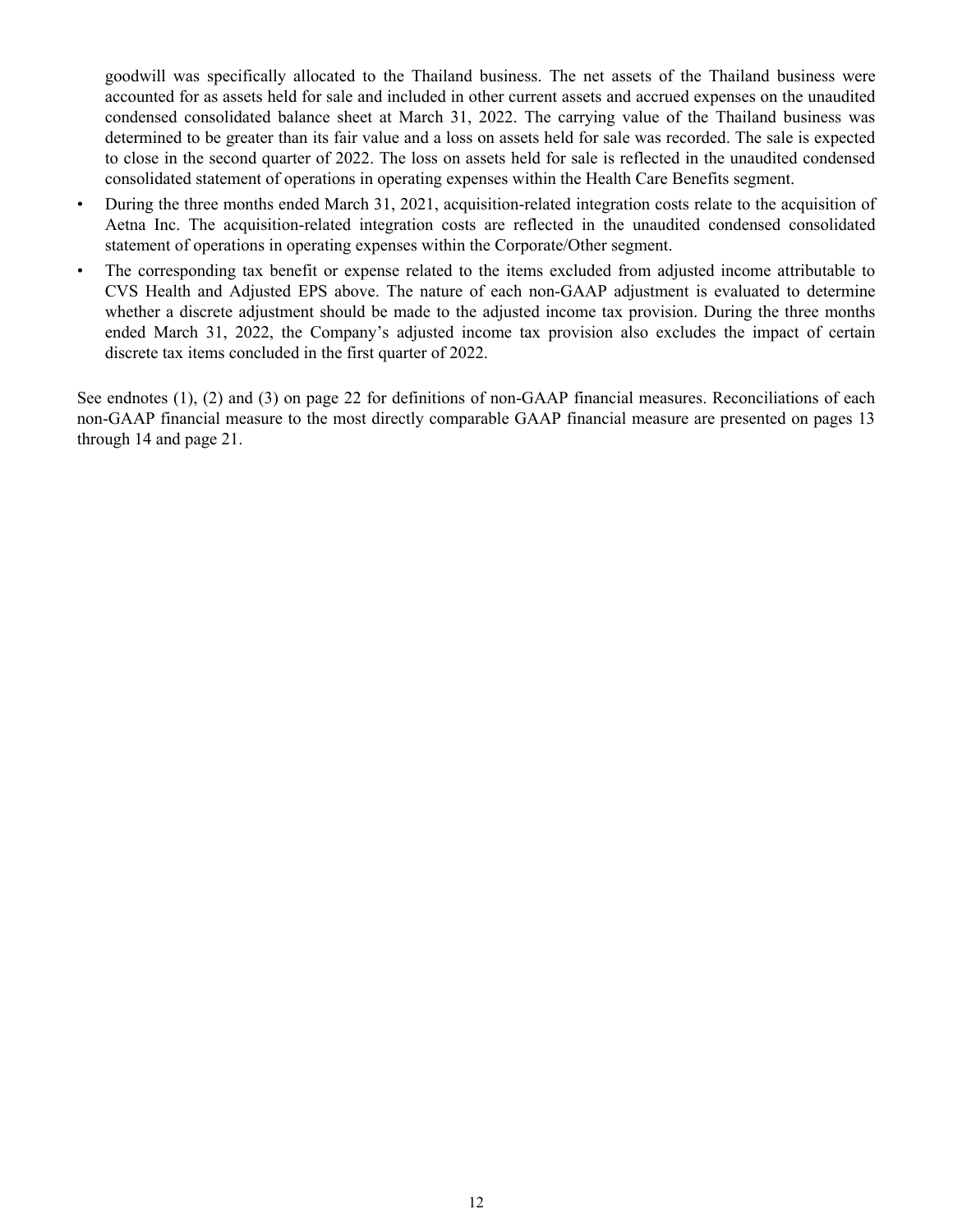goodwill was specifically allocated to the Thailand business. The net assets of the Thailand business were accounted for as assets held for sale and included in other current assets and accrued expenses on the unaudited condensed consolidated balance sheet at March 31, 2022. The carrying value of the Thailand business was determined to be greater than its fair value and a loss on assets held for sale was recorded. The sale is expected to close in the second quarter of 2022. The loss on assets held for sale is reflected in the unaudited condensed consolidated statement of operations in operating expenses within the Health Care Benefits segment.

- During the three months ended March 31, 2021, acquisition-related integration costs relate to the acquisition of Aetna Inc. The acquisition-related integration costs are reflected in the unaudited condensed consolidated statement of operations in operating expenses within the Corporate/Other segment.
- The corresponding tax benefit or expense related to the items excluded from adjusted income attributable to CVS Health and Adjusted EPS above. The nature of each non-GAAP adjustment is evaluated to determine whether a discrete adjustment should be made to the adjusted income tax provision. During the three months ended March 31, 2022, the Company's adjusted income tax provision also excludes the impact of certain discrete tax items concluded in the first quarter of 2022.

See endnotes (1), (2) and (3) on page 22 for definitions of non-GAAP financial measures. Reconciliations of each non-GAAP financial measure to the most directly comparable GAAP financial measure are presented on pages 13 through 14 and page 21.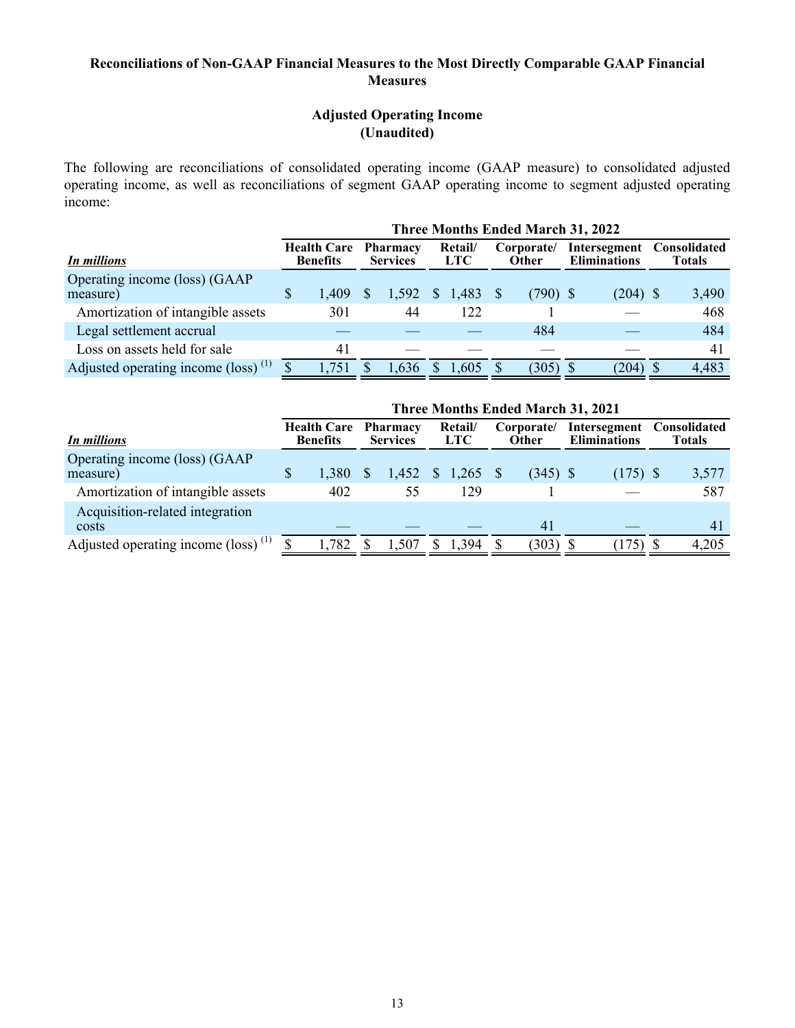**Reconciliations of Non-GAAP Financial Measures to the Most Directly Comparable GAAP Financial Measures**

**Adjusted Operating Income**
**(Unaudited)**

The following are reconciliations of consolidated operating income (GAAP measure) to consolidated adjusted operating income, as well as reconciliations of segment GAAP operating income to segment adjusted operating income:

| | Three Months Ended March 31, 2022 | | | | | |
|---|---|---|---|---|---|---|
| ***In millions*** | **Health Care Benefits** | **Pharmacy Services** | **Retail/ LTC** | **Corporate/ Other** | **Intersegment Eliminations** | **Consolidated Totals** |
| Operating income (loss) (GAAP measure) | $ 1,409 | $ 1,592 | $ 1,483 | $ (790) | $ (204) | $ 3,490 |
| Amortization of intangible assets | 301 | 44 | 122 | 1 | — | 468 |
| Legal settlement accrual | — | — | — | 484 | — | 484 |
| Loss on assets held for sale | 41 | — | — | — | — | 41 |
| Adjusted operating income (loss) [1] | $ 1,751 | $ 1,636 | $ 1,605 | $ (305) | $ (204) | $ 4,483 |

| | Three Months Ended March 31, 2021 | | | | | |
|---|---|---|---|---|---|---|
| ***In millions*** | **Health Care Benefits** | **Pharmacy Services** | **Retail/ LTC** | **Corporate/ Other** | **Intersegment Eliminations** | **Consolidated Totals** |
| Operating income (loss) (GAAP measure) | $ 1,380 | $ 1,452 | $ 1,265 | $ (345) | $ (175) | $ 3,577 |
| Amortization of intangible assets | 402 | 55 | 129 | 1 | — | 587 |
| Acquisition-related integration costs | — | — | — | 41 | — | 41 |
| Adjusted operating income (loss) [1] | $ 1,782 | $ 1,507 | $ 1,394 | $ (303) | $ (175) | $ 4,205 |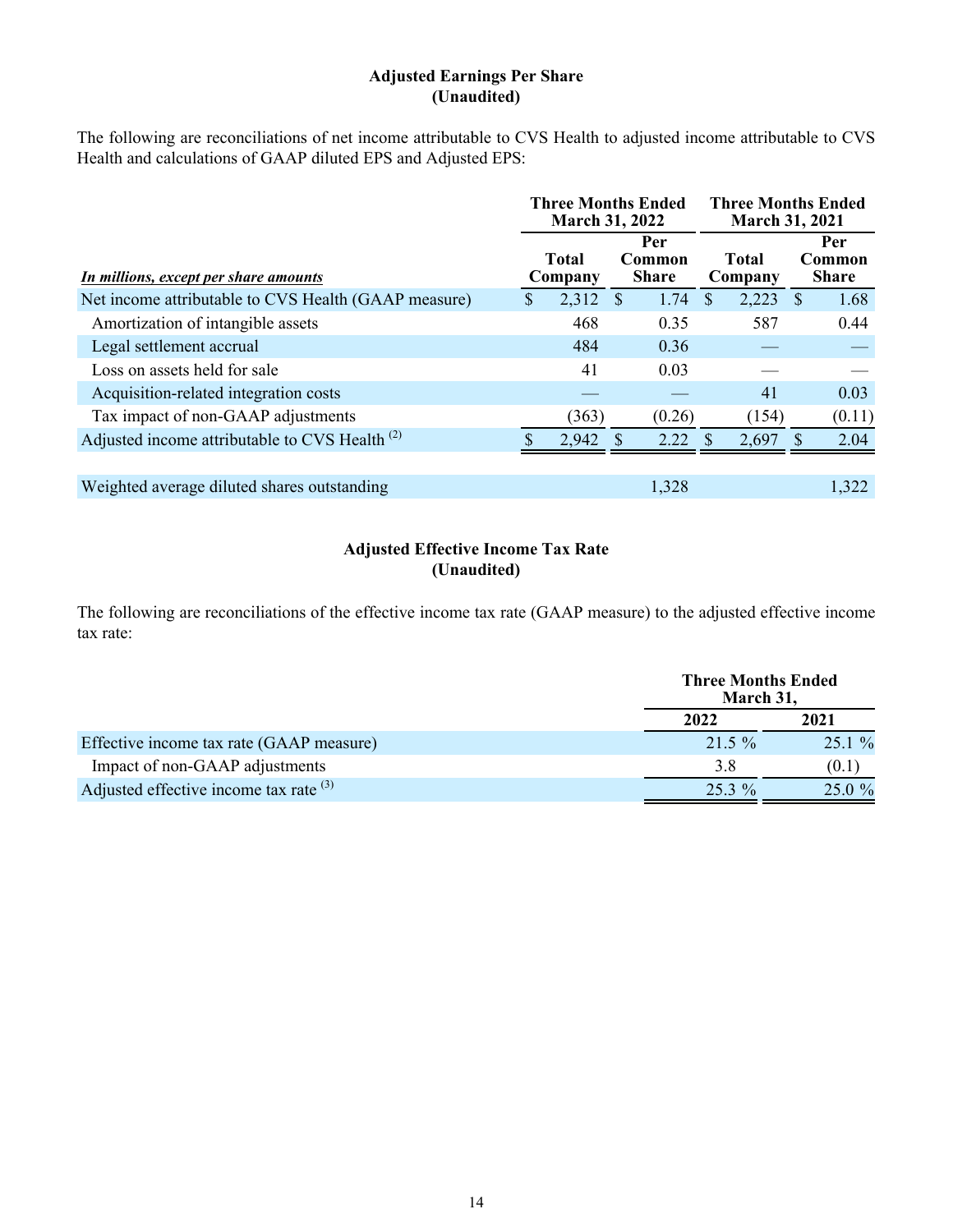## Adjusted Earnings Per Share
## (Unaudited)

The following are reconciliations of net income attributable to CVS Health to adjusted income attributable to CVS Health and calculations of GAAP diluted EPS and Adjusted EPS:

| *In millions, except per share amounts* | Three Months Ended March 31, 2022 | | Three Months Ended March 31, 2021 | |
|---|---|---|---|---|
| | Total Company | Per Common Share | Total Company | Per Common Share |
| Net income attributable to CVS Health (GAAP measure) | $ 2,312 | $ 1.74 | $ 2,223 | $ 1.68 |
| Amortization of intangible assets | 468 | 0.35 | 587 | 0.44 |
| Legal settlement accrual | 484 | 0.36 | — | — |
| Loss on assets held for sale | 41 | 0.03 | — | — |
| Acquisition-related integration costs | — | — | 41 | 0.03 |
| Tax impact of non-GAAP adjustments | (363) | (0.26) | (154) | (0.11) |
| Adjusted income attributable to CVS Health [2] | $ 2,942 | $ 2.22 | $ 2,697 | $ 2.04 |
| | | | | |
| Weighted average diluted shares outstanding | | 1,328 | | 1,322 |

## Adjusted Effective Income Tax Rate
## (Unaudited)

The following are reconciliations of the effective income tax rate (GAAP measure) to the adjusted effective income tax rate:

| | Three Months Ended March 31, | |
|---|---|---|
| | 2022 | 2021 |
| Effective income tax rate (GAAP measure) | 21.5 % | 25.1 % |
| Impact of non-GAAP adjustments | 3.8 | (0.1) |
| Adjusted effective income tax rate [3] | 25.3 % | 25.0 % |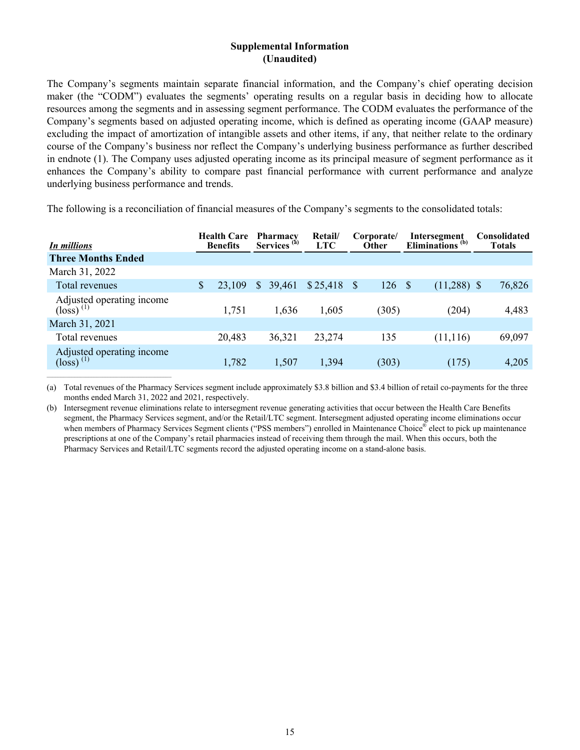## Supplemental Information
## (Unaudited)

The Company's segments maintain separate financial information, and the Company's chief operating decision maker (the "CODM") evaluates the segments' operating results on a regular basis in deciding how to allocate resources among the segments and in assessing segment performance. The CODM evaluates the performance of the Company's segments based on adjusted operating income, which is defined as operating income (GAAP measure) excluding the impact of amortization of intangible assets and other items, if any, that neither relate to the ordinary course of the Company's business nor reflect the Company's underlying business performance as further described in endnote (1). The Company uses adjusted operating income as its principal measure of segment performance as it enhances the Company's ability to compare past financial performance with current performance and analyze underlying business performance and trends.

The following is a reconciliation of financial measures of the Company's segments to the consolidated totals:

| *In millions* | Health Care Benefits | Pharmacy Services [(a)] | Retail/ LTC | Corporate/ Other | Intersegment Eliminations [(b)] | Consolidated Totals |
|---|---|---|---|---|---|---|
| **Three Months Ended** | | | | | | |
| March 31, 2022 | | | | | | |
| Total revenues | $ 23,109 | $ 39,461 | $ 25,418 | $ 126 | $ (11,288) | $ 76,826 |
| Adjusted operating income (loss) [(1)] | 1,751 | 1,636 | 1,605 | (305) | (204) | 4,483 |
| March 31, 2021 | | | | | | |
| Total revenues | 20,483 | 36,321 | 23,274 | 135 | (11,116) | 69,097 |
| Adjusted operating income (loss) [(1)] | 1,782 | 1,507 | 1,394 | (303) | (175) | 4,205 |

(a) Total revenues of the Pharmacy Services segment include approximately $3.8 billion and $3.4 billion of retail co-payments for the three months ended March 31, 2022 and 2021, respectively.

(b) Intersegment revenue eliminations relate to intersegment revenue generating activities that occur between the Health Care Benefits segment, the Pharmacy Services segment, and/or the Retail/LTC segment. Intersegment adjusted operating income eliminations occur when members of Pharmacy Services Segment clients ("PSS members") enrolled in Maintenance Choice® elect to pick up maintenance prescriptions at one of the Company's retail pharmacies instead of receiving them through the mail. When this occurs, both the Pharmacy Services and Retail/LTC segments record the adjusted operating income on a stand-alone basis.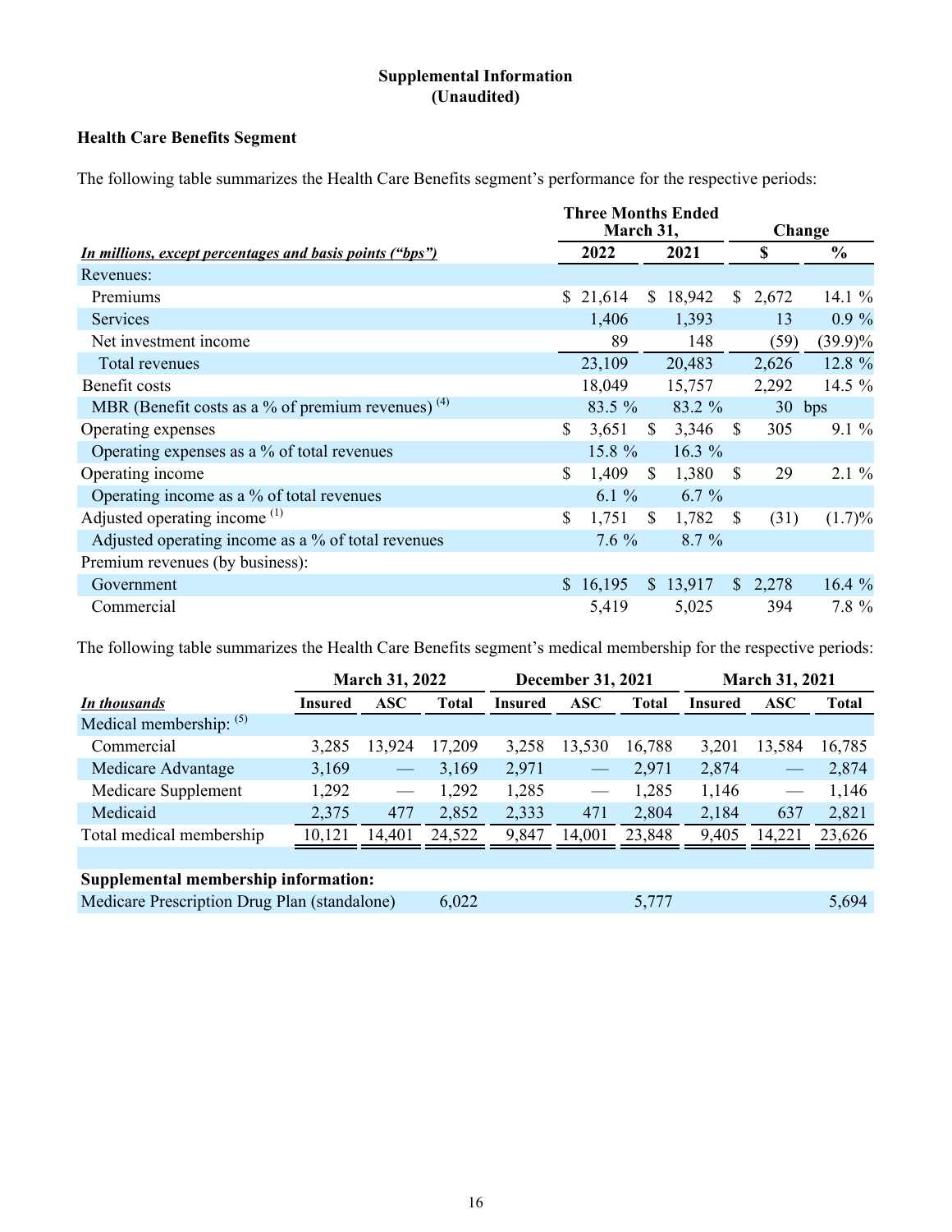**Supplemental Information**
**(Unaudited)**

**Health Care Benefits Segment**

The following table summarizes the Health Care Benefits segment's performance for the respective periods:

| *In millions, except percentages and basis points ("bps")* | Three Months Ended March 31, 2022 | Three Months Ended March 31, 2021 | Change $ | Change % |
|---|---|---|---|---|
| Revenues: | | | | |
| Premiums | $ 21,614 | $ 18,942 | $ 2,672 | 14.1 % |
| Services | 1,406 | 1,393 | 13 | 0.9 % |
| Net investment income | 89 | 148 | (59) | (39.9)% |
| Total revenues | 23,109 | 20,483 | 2,626 | 12.8 % |
| Benefit costs | 18,049 | 15,757 | 2,292 | 14.5 % |
| MBR (Benefit costs as a % of premium revenues) [4] | 83.5 % | 83.2 % | 30 bps | |
| Operating expenses | $ 3,651 | $ 3,346 | $ 305 | 9.1 % |
| Operating expenses as a % of total revenues | 15.8 % | 16.3 % | | |
| Operating income | $ 1,409 | $ 1,380 | $ 29 | 2.1 % |
| Operating income as a % of total revenues | 6.1 % | 6.7 % | | |
| Adjusted operating income [1] | $ 1,751 | $ 1,782 | $ (31) | (1.7)% |
| Adjusted operating income as a % of total revenues | 7.6 % | 8.7 % | | |
| Premium revenues (by business): | | | | |
| Government | $ 16,195 | $ 13,917 | $ 2,278 | 16.4 % |
| Commercial | 5,419 | 5,025 | 394 | 7.8 % |

The following table summarizes the Health Care Benefits segment's medical membership for the respective periods:

| | March 31, 2022 | | | December 31, 2021 | | | March 31, 2021 | | |
|---|---|---|---|---|---|---|---|---|---|
| *In thousands* | Insured | ASC | Total | Insured | ASC | Total | Insured | ASC | Total |
| Medical membership: [5] | | | | | | | | | |
| Commercial | 3,285 | 13,924 | 17,209 | 3,258 | 13,530 | 16,788 | 3,201 | 13,584 | 16,785 |
| Medicare Advantage | 3,169 | — | 3,169 | 2,971 | — | 2,971 | 2,874 | — | 2,874 |
| Medicare Supplement | 1,292 | — | 1,292 | 1,285 | — | 1,285 | 1,146 | — | 1,146 |
| Medicaid | 2,375 | 477 | 2,852 | 2,333 | 471 | 2,804 | 2,184 | 637 | 2,821 |
| Total medical membership | 10,121 | 14,401 | 24,522 | 9,847 | 14,001 | 23,848 | 9,405 | 14,221 | 23,626 |
| | | | | | | | | | |
| **Supplemental membership information:** | | | | | | | | | |
| Medicare Prescription Drug Plan (standalone) | | | 6,022 | | | 5,777 | | | 5,694 |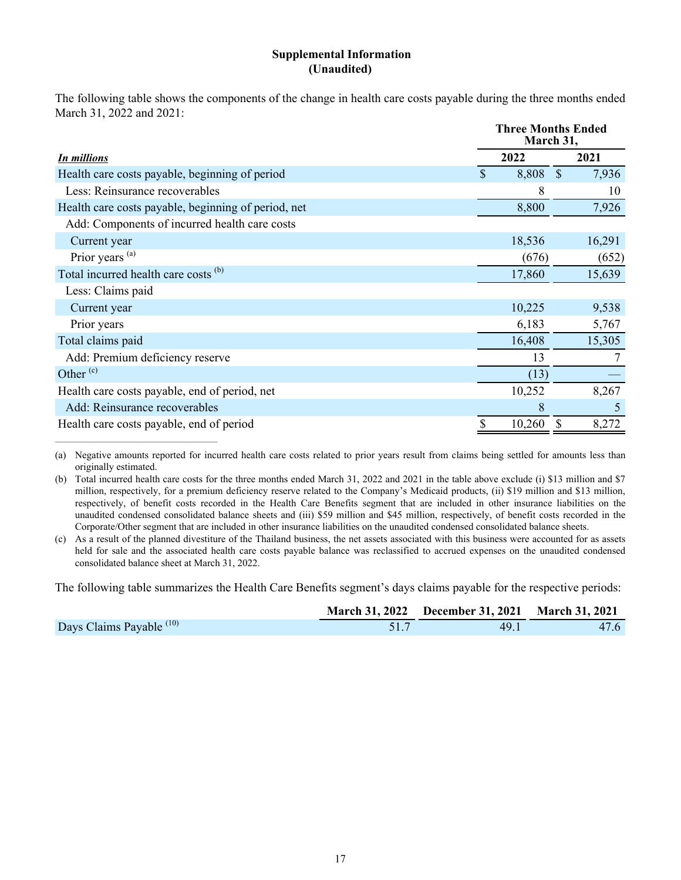## Supplemental Information
## (Unaudited)

The following table shows the components of the change in health care costs payable during the three months ended March 31, 2022 and 2021:

| *In millions* | Three Months Ended March 31, 2022 | Three Months Ended March 31, 2021 |
|---|---|---|
| Health care costs payable, beginning of period | $ 8,808 | $ 7,936 |
| Less: Reinsurance recoverables | 8 | 10 |
| Health care costs payable, beginning of period, net | 8,800 | 7,926 |
| Add: Components of incurred health care costs | | |
| Current year | 18,536 | 16,291 |
| Prior years [(a)] | (676) | (652) |
| Total incurred health care costs [(b)] | 17,860 | 15,639 |
| Less: Claims paid | | |
| Current year | 10,225 | 9,538 |
| Prior years | 6,183 | 5,767 |
| Total claims paid | 16,408 | 15,305 |
| Add: Premium deficiency reserve | 13 | 7 |
| Other [(c)] | (13) | — |
| Health care costs payable, end of period, net | 10,252 | 8,267 |
| Add: Reinsurance recoverables | 8 | 5 |
| Health care costs payable, end of period | $ 10,260 | $ 8,272 |

(a) Negative amounts reported for incurred health care costs related to prior years result from claims being settled for amounts less than originally estimated.

(b) Total incurred health care costs for the three months ended March 31, 2022 and 2021 in the table above exclude (i) $13 million and $7 million, respectively, for a premium deficiency reserve related to the Company's Medicaid products, (ii) $19 million and $13 million, respectively, of benefit costs recorded in the Health Care Benefits segment that are included in other insurance liabilities on the unaudited condensed consolidated balance sheets and (iii) $59 million and $45 million, respectively, of benefit costs recorded in the Corporate/Other segment that are included in other insurance liabilities on the unaudited condensed consolidated balance sheets.

(c) As a result of the planned divestiture of the Thailand business, the net assets associated with this business were accounted for as assets held for sale and the associated health care costs payable balance was reclassified to accrued expenses on the unaudited condensed consolidated balance sheet at March 31, 2022.

The following table summarizes the Health Care Benefits segment's days claims payable for the respective periods:

| | March 31, 2022 | December 31, 2021 | March 31, 2021 |
|---|---|---|---|
| Days Claims Payable [(10)] | 51.7 | 49.1 | 47.6 |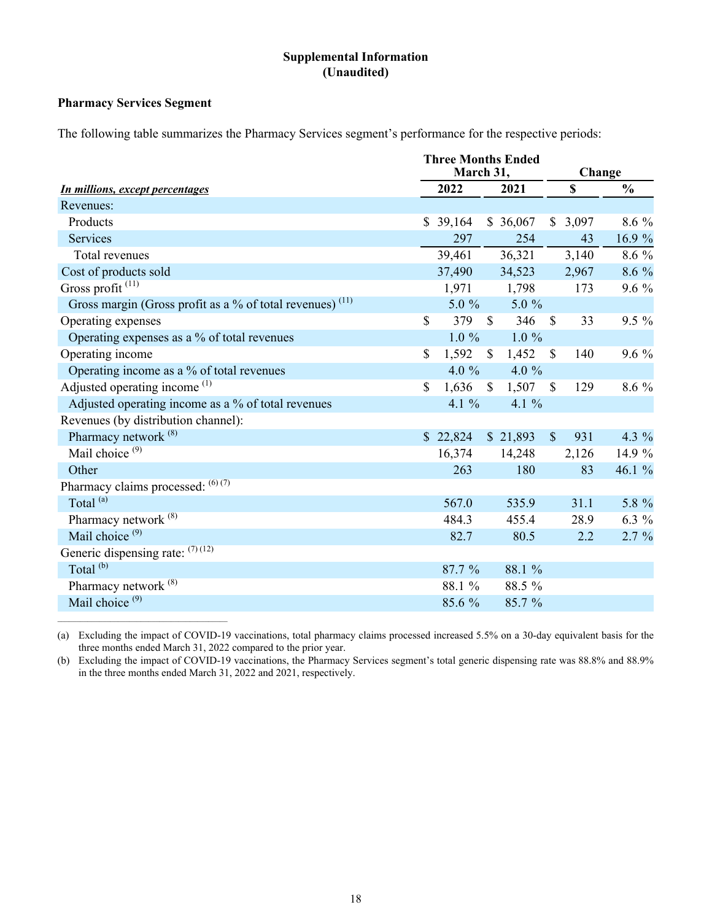**Supplemental Information**
**(Unaudited)**

**Pharmacy Services Segment**

The following table summarizes the Pharmacy Services segment's performance for the respective periods:

| *In millions, except percentages* | Three Months Ended March 31, 2022 | Three Months Ended March 31, 2021 | Change $ | Change % |
|---|---|---|---|---|
| Revenues: | | | | |
| Products | $ 39,164 | $ 36,067 | $ 3,097 | 8.6 % |
| Services | 297 | 254 | 43 | 16.9 % |
| Total revenues | 39,461 | 36,321 | 3,140 | 8.6 % |
| Cost of products sold | 37,490 | 34,523 | 2,967 | 8.6 % |
| Gross profit [11] | 1,971 | 1,798 | 173 | 9.6 % |
| Gross margin (Gross profit as a % of total revenues) [11] | 5.0 % | 5.0 % | | |
| Operating expenses | $ 379 | $ 346 | $ 33 | 9.5 % |
| Operating expenses as a % of total revenues | 1.0 % | 1.0 % | | |
| Operating income | $ 1,592 | $ 1,452 | $ 140 | 9.6 % |
| Operating income as a % of total revenues | 4.0 % | 4.0 % | | |
| Adjusted operating income [1] | $ 1,636 | $ 1,507 | $ 129 | 8.6 % |
| Adjusted operating income as a % of total revenues | 4.1 % | 4.1 % | | |
| Revenues (by distribution channel): | | | | |
| Pharmacy network [8] | $ 22,824 | $ 21,893 | $ 931 | 4.3 % |
| Mail choice [9] | 16,374 | 14,248 | 2,126 | 14.9 % |
| Other | 263 | 180 | 83 | 46.1 % |
| Pharmacy claims processed: [6] [7] | | | | |
| Total [a] | 567.0 | 535.9 | 31.1 | 5.8 % |
| Pharmacy network [8] | 484.3 | 455.4 | 28.9 | 6.3 % |
| Mail choice [9] | 82.7 | 80.5 | 2.2 | 2.7 % |
| Generic dispensing rate: [7] [12] | | | | |
| Total [b] | 87.7 % | 88.1 % | | |
| Pharmacy network [8] | 88.1 % | 88.5 % | | |
| Mail choice [9] | 85.6 % | 85.7 % | | |

(a) Excluding the impact of COVID-19 vaccinations, total pharmacy claims processed increased 5.5% on a 30-day equivalent basis for the three months ended March 31, 2022 compared to the prior year.

(b) Excluding the impact of COVID-19 vaccinations, the Pharmacy Services segment's total generic dispensing rate was 88.8% and 88.9% in the three months ended March 31, 2022 and 2021, respectively.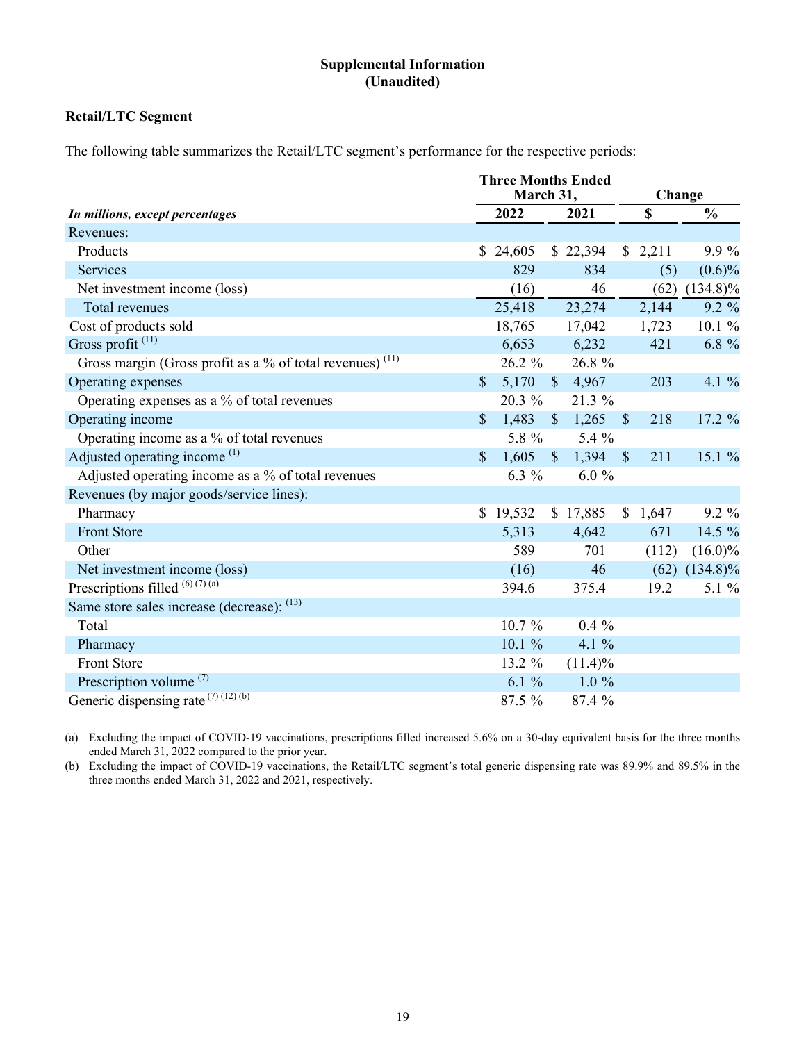## Supplemental Information
## (Unaudited)

### Retail/LTC Segment

The following table summarizes the Retail/LTC segment's performance for the respective periods:

| *In millions, except percentages* | Three Months Ended March 31, 2022 | Three Months Ended March 31, 2021 | Change $ | Change % |
|---|---|---|---|---|
| Revenues: | | | | |
| Products | $ 24,605 | $ 22,394 | $ 2,211 | 9.9 % |
| Services | 829 | 834 | (5) | (0.6)% |
| Net investment income (loss) | (16) | 46 | (62) | (134.8)% |
| Total revenues | 25,418 | 23,274 | 2,144 | 9.2 % |
| Cost of products sold | 18,765 | 17,042 | 1,723 | 10.1 % |
| Gross profit [(11)] | 6,653 | 6,232 | 421 | 6.8 % |
| Gross margin (Gross profit as a % of total revenues) [(11)] | 26.2 % | 26.8 % | | |
| Operating expenses | $ 5,170 | $ 4,967 | 203 | 4.1 % |
| Operating expenses as a % of total revenues | 20.3 % | 21.3 % | | |
| Operating income | $ 1,483 | $ 1,265 | $ 218 | 17.2 % |
| Operating income as a % of total revenues | 5.8 % | 5.4 % | | |
| Adjusted operating income [(1)] | $ 1,605 | $ 1,394 | $ 211 | 15.1 % |
| Adjusted operating income as a % of total revenues | 6.3 % | 6.0 % | | |
| Revenues (by major goods/service lines): | | | | |
| Pharmacy | $ 19,532 | $ 17,885 | $ 1,647 | 9.2 % |
| Front Store | 5,313 | 4,642 | 671 | 14.5 % |
| Other | 589 | 701 | (112) | (16.0)% |
| Net investment income (loss) | (16) | 46 | (62) | (134.8)% |
| Prescriptions filled [(6) (7) (a)] | 394.6 | 375.4 | 19.2 | 5.1 % |
| Same store sales increase (decrease): [(13)] | | | | |
| Total | 10.7 % | 0.4 % | | |
| Pharmacy | 10.1 % | 4.1 % | | |
| Front Store | 13.2 % | (11.4)% | | |
| Prescription volume [(7)] | 6.1 % | 1.0 % | | |
| Generic dispensing rate [(7) (12) (b)] | 87.5 % | 87.4 % | | |

(a) Excluding the impact of COVID-19 vaccinations, prescriptions filled increased 5.6% on a 30-day equivalent basis for the three months ended March 31, 2022 compared to the prior year.

(b) Excluding the impact of COVID-19 vaccinations, the Retail/LTC segment's total generic dispensing rate was 89.9% and 89.5% in the three months ended March 31, 2022 and 2021, respectively.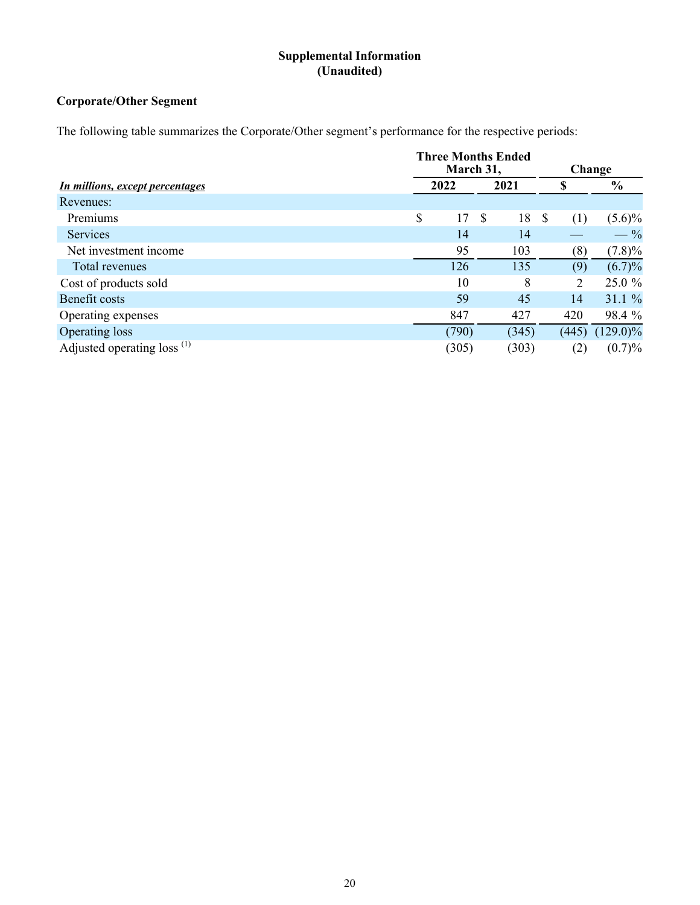**Supplemental Information**
**(Unaudited)**

**Corporate/Other Segment**

The following table summarizes the Corporate/Other segment's performance for the respective periods:

| | Three Months Ended March 31, | | Change | |
|---|---|---|---|---|
| ***In millions, except percentages*** | **2022** | **2021** | **$** | **%** |
| Revenues: | | | | |
| Premiums | $ 17 | $ 18 | $ (1) | (5.6)% |
| Services | 14 | 14 | — | — % |
| Net investment income | 95 | 103 | (8) | (7.8)% |
| Total revenues | 126 | 135 | (9) | (6.7)% |
| Cost of products sold | 10 | 8 | 2 | 25.0 % |
| Benefit costs | 59 | 45 | 14 | 31.1 % |
| Operating expenses | 847 | 427 | 420 | 98.4 % |
| Operating loss | (790) | (345) | (445) | (129.0)% |
| Adjusted operating loss [(1)] | (305) | (303) | (2) | (0.7)% |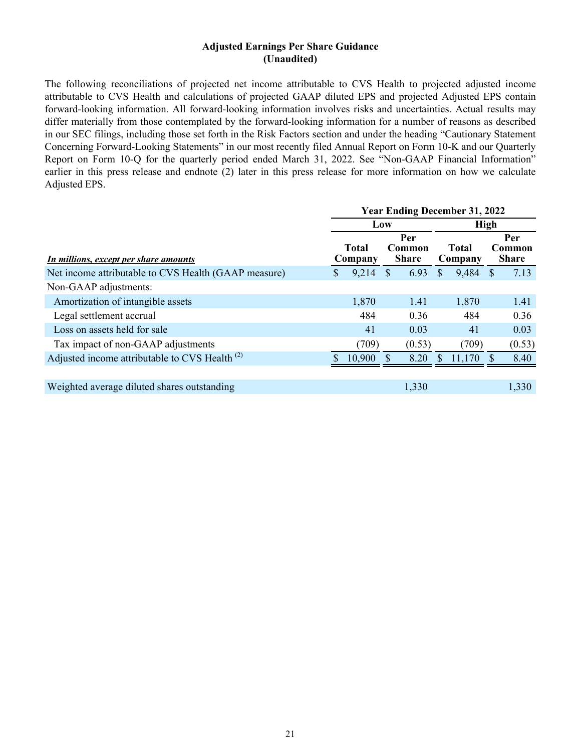## Adjusted Earnings Per Share Guidance
## (Unaudited)

The following reconciliations of projected net income attributable to CVS Health to projected adjusted income attributable to CVS Health and calculations of projected GAAP diluted EPS and projected Adjusted EPS contain forward-looking information. All forward-looking information involves risks and uncertainties. Actual results may differ materially from those contemplated by the forward-looking information for a number of reasons as described in our SEC filings, including those set forth in the Risk Factors section and under the heading "Cautionary Statement Concerning Forward-Looking Statements" in our most recently filed Annual Report on Form 10-K and our Quarterly Report on Form 10-Q for the quarterly period ended March 31, 2022. See "Non-GAAP Financial Information" earlier in this press release and endnote (2) later in this press release for more information on how we calculate Adjusted EPS.

| | Year Ending December 31, 2022 | | | |
|---|---|---|---|---|
| | Low | | High | |
| *In millions, except per share amounts* | Total Company | Per Common Share | Total Company | Per Common Share |
| Net income attributable to CVS Health (GAAP measure) | $ 9,214 | $ 6.93 | $ 9,484 | $ 7.13 |
| Non-GAAP adjustments: | | | | |
| Amortization of intangible assets | 1,870 | 1.41 | 1,870 | 1.41 |
| Legal settlement accrual | 484 | 0.36 | 484 | 0.36 |
| Loss on assets held for sale | 41 | 0.03 | 41 | 0.03 |
| Tax impact of non-GAAP adjustments | (709) | (0.53) | (709) | (0.53) |
| Adjusted income attributable to CVS Health (2) | $ 10,900 | $ 8.20 | $ 11,170 | $ 8.40 |
| | | | | |
| Weighted average diluted shares outstanding | | 1,330 | | 1,330 |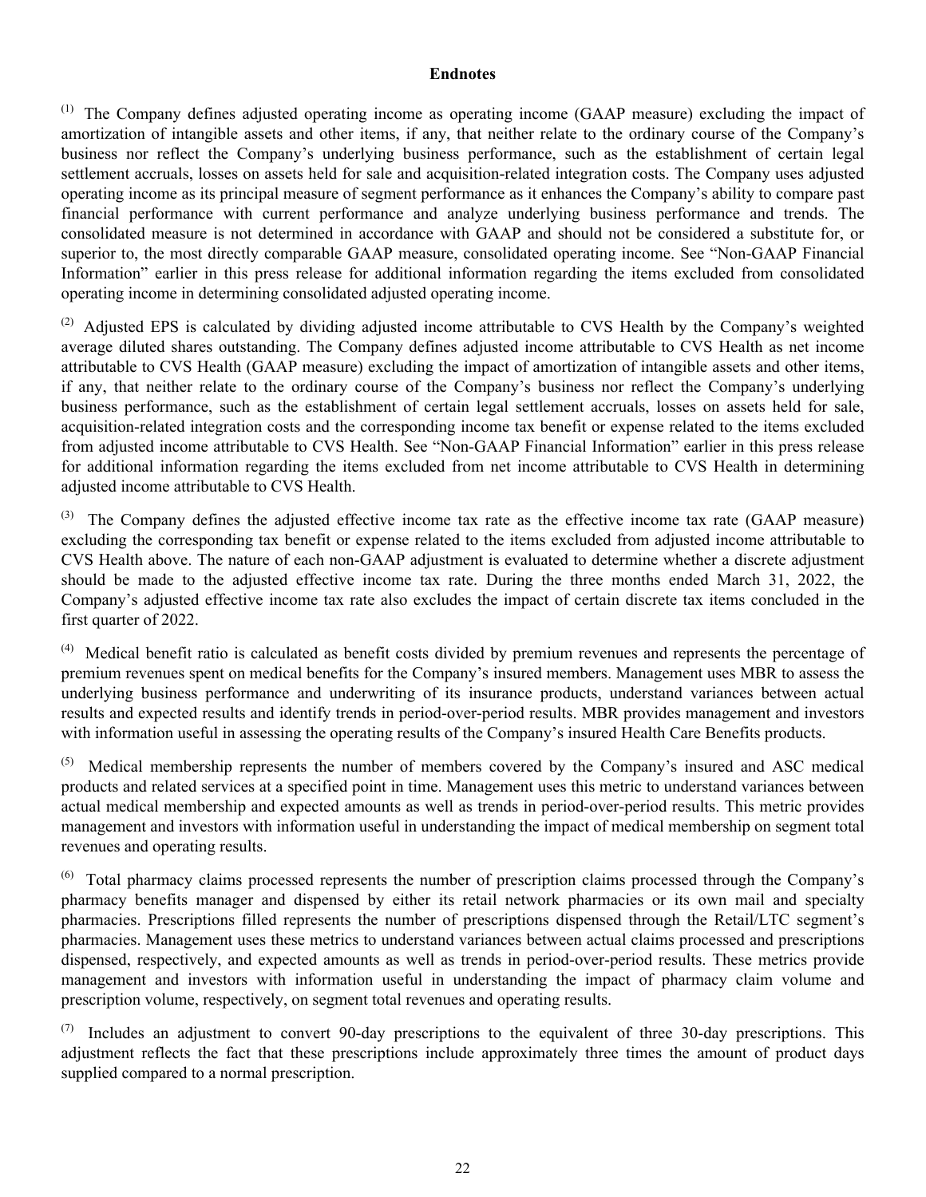# Endnotes

[1] The Company defines adjusted operating income as operating income (GAAP measure) excluding the impact of amortization of intangible assets and other items, if any, that neither relate to the ordinary course of the Company's business nor reflect the Company's underlying business performance, such as the establishment of certain legal settlement accruals, losses on assets held for sale and acquisition-related integration costs. The Company uses adjusted operating income as its principal measure of segment performance as it enhances the Company's ability to compare past financial performance with current performance and analyze underlying business performance and trends. The consolidated measure is not determined in accordance with GAAP and should not be considered a substitute for, or superior to, the most directly comparable GAAP measure, consolidated operating income. See "Non-GAAP Financial Information" earlier in this press release for additional information regarding the items excluded from consolidated operating income in determining consolidated adjusted operating income.

[2] Adjusted EPS is calculated by dividing adjusted income attributable to CVS Health by the Company's weighted average diluted shares outstanding. The Company defines adjusted income attributable to CVS Health as net income attributable to CVS Health (GAAP measure) excluding the impact of amortization of intangible assets and other items, if any, that neither relate to the ordinary course of the Company's business nor reflect the Company's underlying business performance, such as the establishment of certain legal settlement accruals, losses on assets held for sale, acquisition-related integration costs and the corresponding income tax benefit or expense related to the items excluded from adjusted income attributable to CVS Health. See "Non-GAAP Financial Information" earlier in this press release for additional information regarding the items excluded from net income attributable to CVS Health in determining adjusted income attributable to CVS Health.

[3] The Company defines the adjusted effective income tax rate as the effective income tax rate (GAAP measure) excluding the corresponding tax benefit or expense related to the items excluded from adjusted income attributable to CVS Health above. The nature of each non-GAAP adjustment is evaluated to determine whether a discrete adjustment should be made to the adjusted effective income tax rate. During the three months ended March 31, 2022, the Company's adjusted effective income tax rate also excludes the impact of certain discrete tax items concluded in the first quarter of 2022.

[4] Medical benefit ratio is calculated as benefit costs divided by premium revenues and represents the percentage of premium revenues spent on medical benefits for the Company's insured members. Management uses MBR to assess the underlying business performance and underwriting of its insurance products, understand variances between actual results and expected results and identify trends in period-over-period results. MBR provides management and investors with information useful in assessing the operating results of the Company's insured Health Care Benefits products.

[5] Medical membership represents the number of members covered by the Company's insured and ASC medical products and related services at a specified point in time. Management uses this metric to understand variances between actual medical membership and expected amounts as well as trends in period-over-period results. This metric provides management and investors with information useful in understanding the impact of medical membership on segment total revenues and operating results.

[6] Total pharmacy claims processed represents the number of prescription claims processed through the Company's pharmacy benefits manager and dispensed by either its retail network pharmacies or its own mail and specialty pharmacies. Prescriptions filled represents the number of prescriptions dispensed through the Retail/LTC segment's pharmacies. Management uses these metrics to understand variances between actual claims processed and prescriptions dispensed, respectively, and expected amounts as well as trends in period-over-period results. These metrics provide management and investors with information useful in understanding the impact of pharmacy claim volume and prescription volume, respectively, on segment total revenues and operating results.

[7] Includes an adjustment to convert 90-day prescriptions to the equivalent of three 30-day prescriptions. This adjustment reflects the fact that these prescriptions include approximately three times the amount of product days supplied compared to a normal prescription.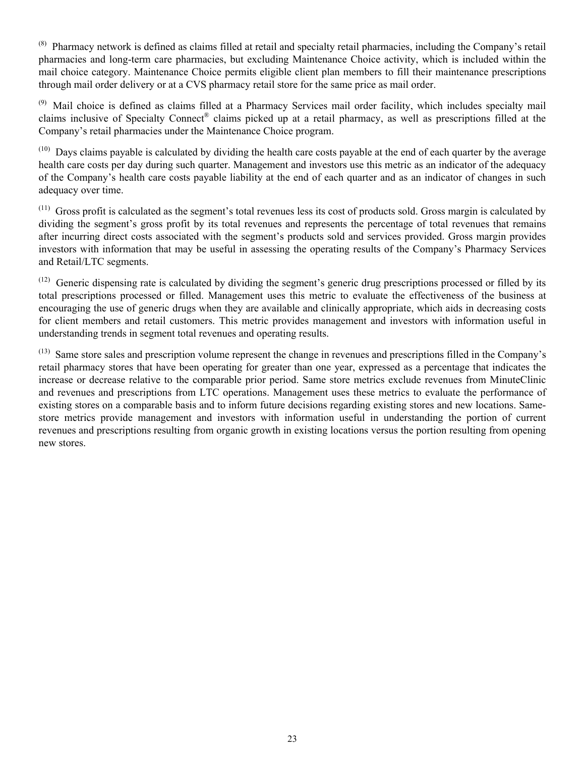[8] Pharmacy network is defined as claims filled at retail and specialty retail pharmacies, including the Company's retail pharmacies and long-term care pharmacies, but excluding Maintenance Choice activity, which is included within the mail choice category. Maintenance Choice permits eligible client plan members to fill their maintenance prescriptions through mail order delivery or at a CVS pharmacy retail store for the same price as mail order.

[9] Mail choice is defined as claims filled at a Pharmacy Services mail order facility, which includes specialty mail claims inclusive of Specialty Connect® claims picked up at a retail pharmacy, as well as prescriptions filled at the Company's retail pharmacies under the Maintenance Choice program.

[10] Days claims payable is calculated by dividing the health care costs payable at the end of each quarter by the average health care costs per day during such quarter. Management and investors use this metric as an indicator of the adequacy of the Company's health care costs payable liability at the end of each quarter and as an indicator of changes in such adequacy over time.

[11] Gross profit is calculated as the segment's total revenues less its cost of products sold. Gross margin is calculated by dividing the segment's gross profit by its total revenues and represents the percentage of total revenues that remains after incurring direct costs associated with the segment's products sold and services provided. Gross margin provides investors with information that may be useful in assessing the operating results of the Company's Pharmacy Services and Retail/LTC segments.

[12] Generic dispensing rate is calculated by dividing the segment's generic drug prescriptions processed or filled by its total prescriptions processed or filled. Management uses this metric to evaluate the effectiveness of the business at encouraging the use of generic drugs when they are available and clinically appropriate, which aids in decreasing costs for client members and retail customers. This metric provides management and investors with information useful in understanding trends in segment total revenues and operating results.

[13] Same store sales and prescription volume represent the change in revenues and prescriptions filled in the Company's retail pharmacy stores that have been operating for greater than one year, expressed as a percentage that indicates the increase or decrease relative to the comparable prior period. Same store metrics exclude revenues from MinuteClinic and revenues and prescriptions from LTC operations. Management uses these metrics to evaluate the performance of existing stores on a comparable basis and to inform future decisions regarding existing stores and new locations. Same-store metrics provide management and investors with information useful in understanding the portion of current revenues and prescriptions resulting from organic growth in existing locations versus the portion resulting from opening new stores.